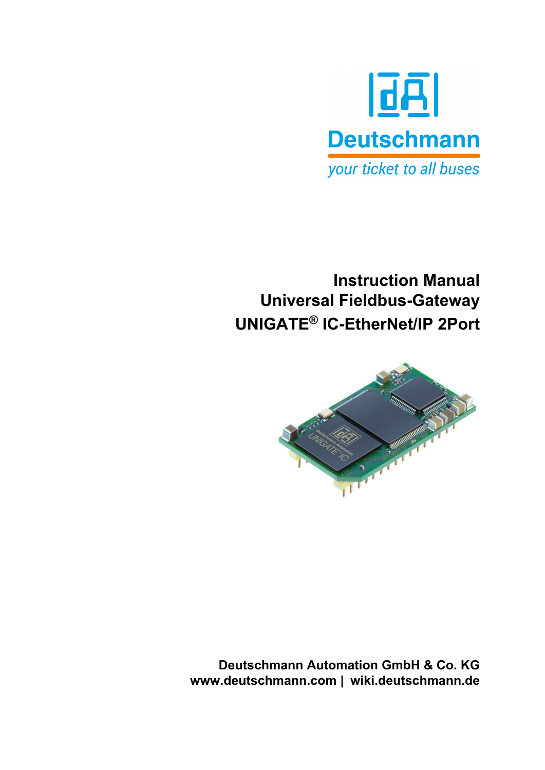Deutschmann

*your ticket to all buses*

# Instruction Manual
# Universal Fieldbus-Gateway
# UNIGATE® IC-EtherNet/IP 2Port

**Deutschmann Automation GmbH & Co. KG**
**www.deutschmann.com | wiki.deutschmann.de**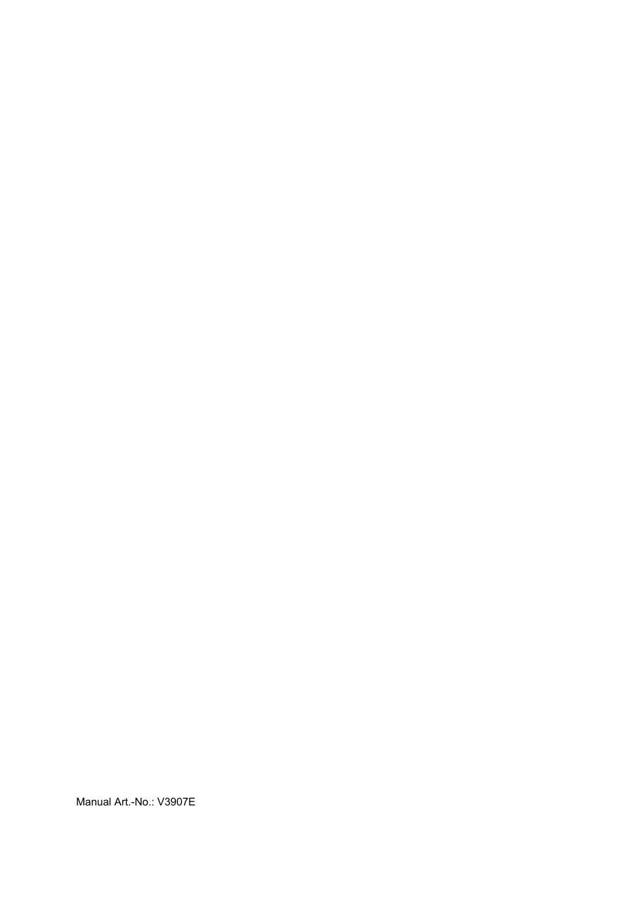Manual Art.-No.: V3907E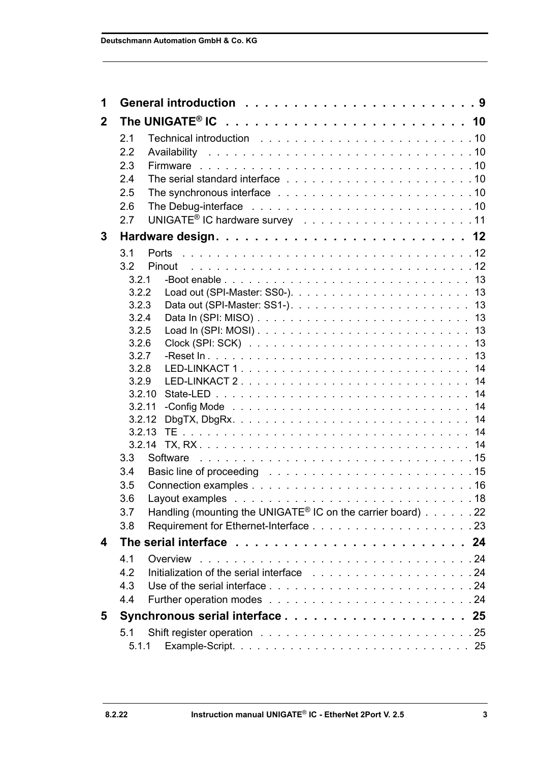1 General introduction . . . . . . . . . . . . . . . . . . . . . . . . 9

2 The UNIGATE® IC . . . . . . . . . . . . . . . . . . . . . . . . 10

- 2.1 Technical introduction . . . . . . . . . . . . . . . . . . . . . . . . 10
- 2.2 Availability . . . . . . . . . . . . . . . . . . . . . . . . . . . . . . . 10
- 2.3 Firmware . . . . . . . . . . . . . . . . . . . . . . . . . . . . . . . . 10
- 2.4 The serial standard interface . . . . . . . . . . . . . . . . . . . . . 10
- 2.5 The synchronous interface . . . . . . . . . . . . . . . . . . . . . . 10
- 2.6 The Debug-interface . . . . . . . . . . . . . . . . . . . . . . . . . 10
- 2.7 UNIGATE® IC hardware survey . . . . . . . . . . . . . . . . . . 11

3 Hardware design. . . . . . . . . . . . . . . . . . . . . . . . . 12

- 3.1 Ports . . . . . . . . . . . . . . . . . . . . . . . . . . . . . . . . . . 12
- 3.2 Pinout . . . . . . . . . . . . . . . . . . . . . . . . . . . . . . . . . 12
  - 3.2.1 -Boot enable . . . . . . . . . . . . . . . . . . . . . . . . . . . . 13
  - 3.2.2 Load out (SPI-Master: SS0-). . . . . . . . . . . . . . . . . . . . 13
  - 3.2.3 Data out (SPI-Master: SS1-). . . . . . . . . . . . . . . . . . . . 13
  - 3.2.4 Data In (SPI: MISO) . . . . . . . . . . . . . . . . . . . . . . . . 13
  - 3.2.5 Load In (SPI: MOSI) . . . . . . . . . . . . . . . . . . . . . . . . 13
  - 3.2.6 Clock (SPI: SCK) . . . . . . . . . . . . . . . . . . . . . . . . . 13
  - 3.2.7 -Reset In . . . . . . . . . . . . . . . . . . . . . . . . . . . . . . 13
  - 3.2.8 LED-LINKACT 1 . . . . . . . . . . . . . . . . . . . . . . . . . . 14
  - 3.2.9 LED-LINKACT 2 . . . . . . . . . . . . . . . . . . . . . . . . . . 14
  - 3.2.10 State-LED . . . . . . . . . . . . . . . . . . . . . . . . . . . . . 14
  - 3.2.11 -Config Mode . . . . . . . . . . . . . . . . . . . . . . . . . . . 14
  - 3.2.12 DbgTX, DbgRx. . . . . . . . . . . . . . . . . . . . . . . . . . . 14
  - 3.2.13 TE . . . . . . . . . . . . . . . . . . . . . . . . . . . . . . . . . 14
  - 3.2.14 TX, RX . . . . . . . . . . . . . . . . . . . . . . . . . . . . . . . 14
- 3.3 Software . . . . . . . . . . . . . . . . . . . . . . . . . . . . . . . . 15
- 3.4 Basic line of proceeding . . . . . . . . . . . . . . . . . . . . . . . 15
- 3.5 Connection examples . . . . . . . . . . . . . . . . . . . . . . . . . 16
- 3.6 Layout examples . . . . . . . . . . . . . . . . . . . . . . . . . . . 18
- 3.7 Handling (mounting the UNIGATE® IC on the carrier board) . . . . . . 22
- 3.8 Requirement for Ethernet-Interface . . . . . . . . . . . . . . . . . . 23

4 The serial interface . . . . . . . . . . . . . . . . . . . . . . . 24

- 4.1 Overview . . . . . . . . . . . . . . . . . . . . . . . . . . . . . . . . 24
- 4.2 Initialization of the serial interface . . . . . . . . . . . . . . . . . . 24
- 4.3 Use of the serial interface . . . . . . . . . . . . . . . . . . . . . . . 24
- 4.4 Further operation modes . . . . . . . . . . . . . . . . . . . . . . . 24

5 Synchronous serial interface . . . . . . . . . . . . . . . . . . . 25

- 5.1 Shift register operation . . . . . . . . . . . . . . . . . . . . . . . . 25
  - 5.1.1 Example-Script. . . . . . . . . . . . . . . . . . . . . . . . . . . 25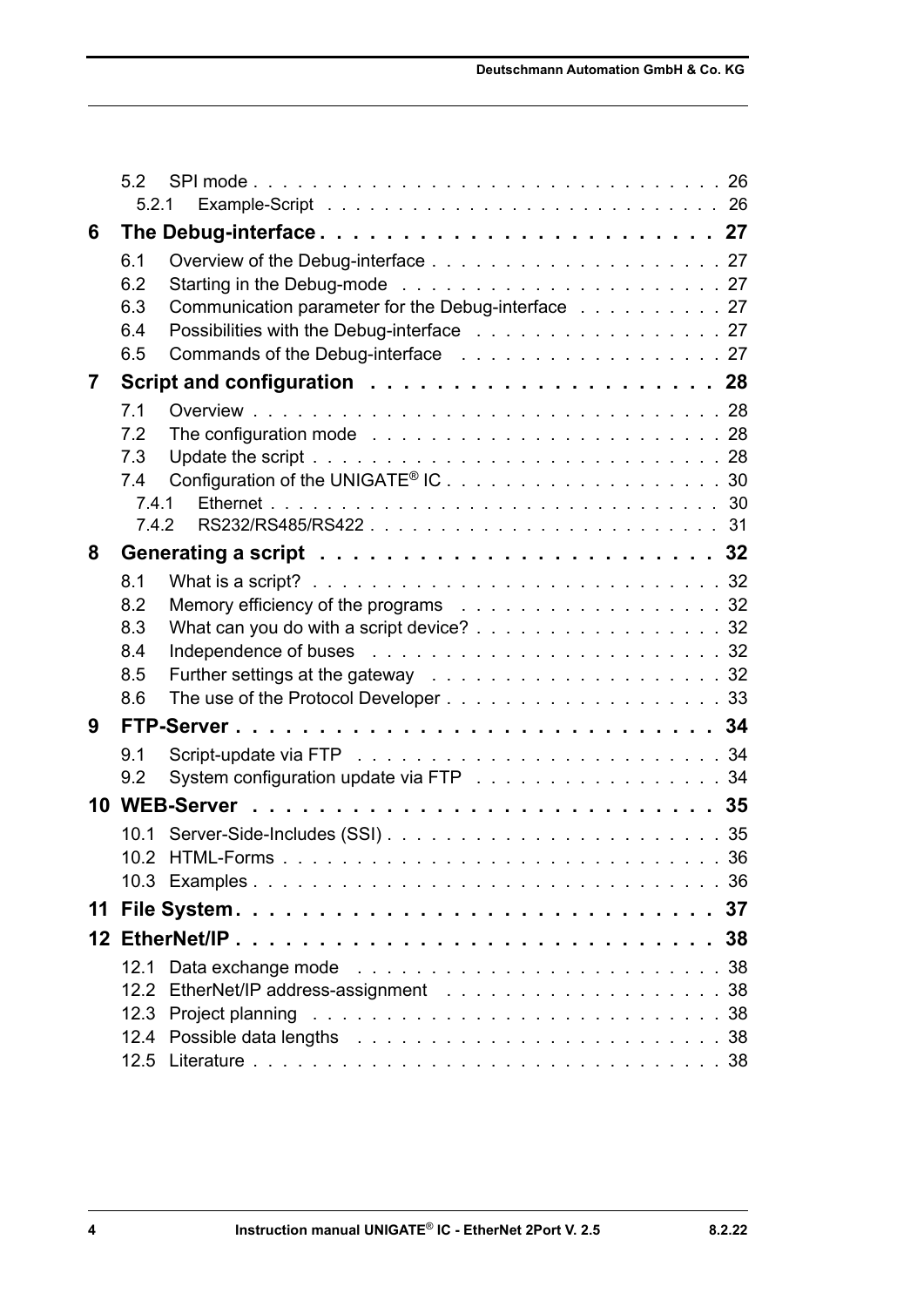5.2 SPI mode . . . . . . . . . . . . . . . . . . . . . . . . . . . . . . . . 26

5.2.1 Example-Script . . . . . . . . . . . . . . . . . . . . . . . . . . . 26

**6 The Debug-interface . . . . . . . . . . . . . . . . . . . . . . . 27**

6.1 Overview of the Debug-interface . . . . . . . . . . . . . . . . . . . 27

6.2 Starting in the Debug-mode . . . . . . . . . . . . . . . . . . . . . 27

6.3 Communication parameter for the Debug-interface . . . . . . . . . . 27

6.4 Possibilities with the Debug-interface . . . . . . . . . . . . . . . . 27

6.5 Commands of the Debug-interface . . . . . . . . . . . . . . . . . . 27

**7 Script and configuration . . . . . . . . . . . . . . . . . . . . 28**

7.1 Overview . . . . . . . . . . . . . . . . . . . . . . . . . . . . . . . 28

7.2 The configuration mode . . . . . . . . . . . . . . . . . . . . . . . 28

7.3 Update the script . . . . . . . . . . . . . . . . . . . . . . . . . . . 28

7.4 Configuration of the UNIGATE® IC . . . . . . . . . . . . . . . . . . 30

7.4.1 Ethernet . . . . . . . . . . . . . . . . . . . . . . . . . . . . . . 30

7.4.2 RS232/RS485/RS422 . . . . . . . . . . . . . . . . . . . . . . . . 31

**8 Generating a script . . . . . . . . . . . . . . . . . . . . . . . 32**

8.1 What is a script? . . . . . . . . . . . . . . . . . . . . . . . . . . . 32

8.2 Memory efficiency of the programs . . . . . . . . . . . . . . . . . . 32

8.3 What can you do with a script device? . . . . . . . . . . . . . . . . 32

8.4 Independence of buses . . . . . . . . . . . . . . . . . . . . . . . . 32

8.5 Further settings at the gateway . . . . . . . . . . . . . . . . . . . 32

8.6 The use of the Protocol Developer . . . . . . . . . . . . . . . . . . 33

**9 FTP-Server . . . . . . . . . . . . . . . . . . . . . . . . . . . . 34**

9.1 Script-update via FTP . . . . . . . . . . . . . . . . . . . . . . . . 34

9.2 System configuration update via FTP . . . . . . . . . . . . . . . . 34

**10 WEB-Server . . . . . . . . . . . . . . . . . . . . . . . . . . . . 35**

10.1 Server-Side-Includes (SSI) . . . . . . . . . . . . . . . . . . . . . . 35

10.2 HTML-Forms . . . . . . . . . . . . . . . . . . . . . . . . . . . . . 36

10.3 Examples . . . . . . . . . . . . . . . . . . . . . . . . . . . . . . . 36

**11 File System . . . . . . . . . . . . . . . . . . . . . . . . . . . . 37**

**12 EtherNet/IP . . . . . . . . . . . . . . . . . . . . . . . . . . . . 38**

12.1 Data exchange mode . . . . . . . . . . . . . . . . . . . . . . . . . 38

12.2 EtherNet/IP address-assignment . . . . . . . . . . . . . . . . . . . 38

12.3 Project planning . . . . . . . . . . . . . . . . . . . . . . . . . . . 38

12.4 Possible data lengths . . . . . . . . . . . . . . . . . . . . . . . . . 38

12.5 Literature . . . . . . . . . . . . . . . . . . . . . . . . . . . . . . . 38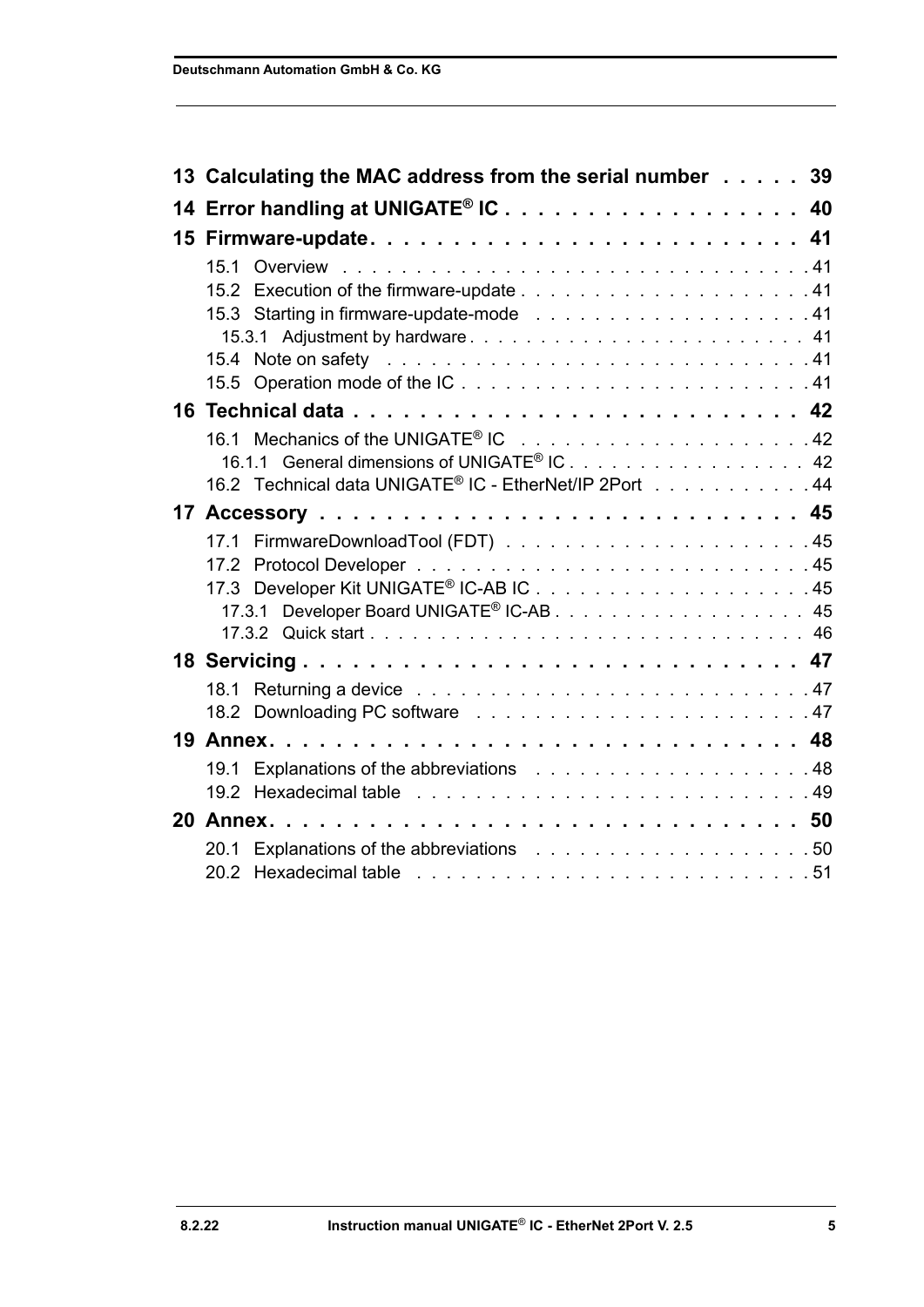13 Calculating the MAC address from the serial number . . . . . 39

14 Error handling at UNIGATE® IC . . . . . . . . . . . . . . . . . . 40

15 Firmware-update. . . . . . . . . . . . . . . . . . . . . . . . . . 41

- 15.1 Overview . . . . . . . . . . . . . . . . . . . . . . . . . . . . . . . . .41
- 15.2 Execution of the firmware-update . . . . . . . . . . . . . . . . . . .41
- 15.3 Starting in firmware-update-mode . . . . . . . . . . . . . . . . . . .41
  - 15.3.1 Adjustment by hardware . . . . . . . . . . . . . . . . . . . . . . . 41
- 15.4 Note on safety . . . . . . . . . . . . . . . . . . . . . . . . . . . . .41
- 15.5 Operation mode of the IC . . . . . . . . . . . . . . . . . . . . . . .41

16 Technical data . . . . . . . . . . . . . . . . . . . . . . . . . . 42

- 16.1 Mechanics of the UNIGATE® IC . . . . . . . . . . . . . . . . . . .42
  - 16.1.1 General dimensions of UNIGATE® IC . . . . . . . . . . . . . . . . 42
- 16.2 Technical data UNIGATE® IC - EtherNet/IP 2Port . . . . . . . . . . .44

17 Accessory . . . . . . . . . . . . . . . . . . . . . . . . . . . . 45

- 17.1 FirmwareDownloadTool (FDT) . . . . . . . . . . . . . . . . . . . . .45
- 17.2 Protocol Developer . . . . . . . . . . . . . . . . . . . . . . . . . .45
- 17.3 Developer Kit UNIGATE® IC-AB IC . . . . . . . . . . . . . . . . . . .45
  - 17.3.1 Developer Board UNIGATE® IC-AB . . . . . . . . . . . . . . . . . 45
  - 17.3.2 Quick start . . . . . . . . . . . . . . . . . . . . . . . . . . . . . 46

18 Servicing . . . . . . . . . . . . . . . . . . . . . . . . . . . . 47

- 18.1 Returning a device . . . . . . . . . . . . . . . . . . . . . . . . . .47
- 18.2 Downloading PC software . . . . . . . . . . . . . . . . . . . . . . .47

19 Annex. . . . . . . . . . . . . . . . . . . . . . . . . . . . . . . 48

- 19.1 Explanations of the abbreviations . . . . . . . . . . . . . . . . . . .48
- 19.2 Hexadecimal table . . . . . . . . . . . . . . . . . . . . . . . . . . .49

20 Annex. . . . . . . . . . . . . . . . . . . . . . . . . . . . . . . 50

- 20.1 Explanations of the abbreviations . . . . . . . . . . . . . . . . . . .50
- 20.2 Hexadecimal table . . . . . . . . . . . . . . . . . . . . . . . . . . .51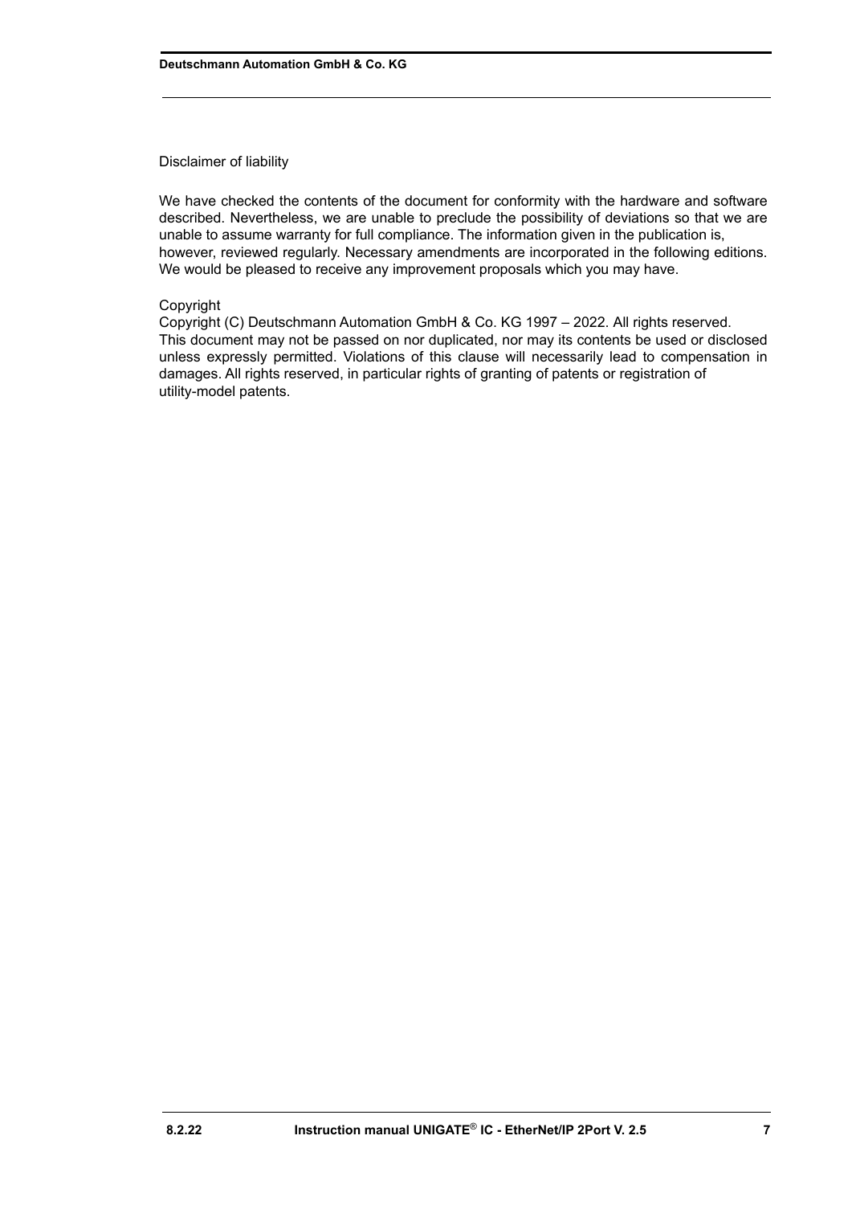Disclaimer of liability

We have checked the contents of the document for conformity with the hardware and software described. Nevertheless, we are unable to preclude the possibility of deviations so that we are unable to assume warranty for full compliance. The information given in the publication is, however, reviewed regularly. Necessary amendments are incorporated in the following editions. We would be pleased to receive any improvement proposals which you may have.

Copyright

Copyright (C) Deutschmann Automation GmbH & Co. KG 1997 – 2022. All rights reserved. This document may not be passed on nor duplicated, nor may its contents be used or disclosed unless expressly permitted. Violations of this clause will necessarily lead to compensation in damages. All rights reserved, in particular rights of granting of patents or registration of utility-model patents.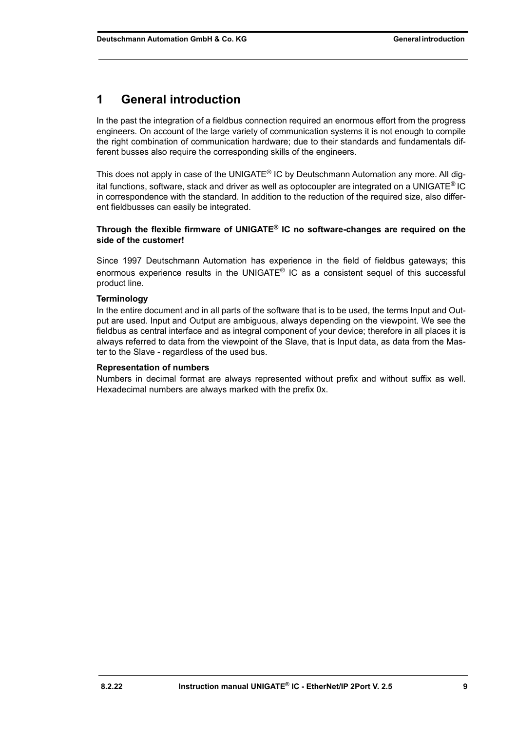# 1 General introduction

In the past the integration of a fieldbus connection required an enormous effort from the progress engineers. On account of the large variety of communication systems it is not enough to compile the right combination of communication hardware; due to their standards and fundamentals different busses also require the corresponding skills of the engineers.

This does not apply in case of the UNIGATE® IC by Deutschmann Automation any more. All digital functions, software, stack and driver as well as optocoupler are integrated on a UNIGATE® IC in correspondence with the standard. In addition to the reduction of the required size, also different fieldbusses can easily be integrated.

**Through the flexible firmware of UNIGATE® IC no software-changes are required on the side of the customer!**

Since 1997 Deutschmann Automation has experience in the field of fieldbus gateways; this enormous experience results in the UNIGATE® IC as a consistent sequel of this successful product line.

**Terminology**

In the entire document and in all parts of the software that is to be used, the terms Input and Output are used. Input and Output are ambiguous, always depending on the viewpoint. We see the fieldbus as central interface and as integral component of your device; therefore in all places it is always referred to data from the viewpoint of the Slave, that is Input data, as data from the Master to the Slave - regardless of the used bus.

**Representation of numbers**

Numbers in decimal format are always represented without prefix and without suffix as well. Hexadecimal numbers are always marked with the prefix 0x.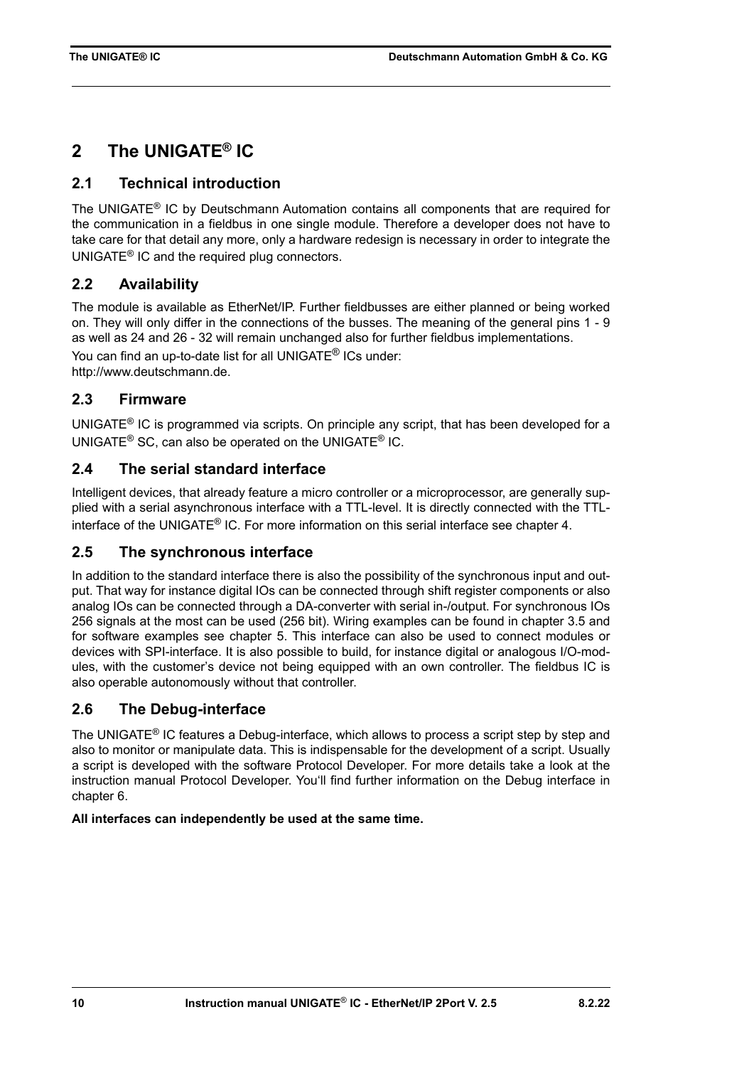# 2 The UNIGATE® IC

## 2.1 Technical introduction

The UNIGATE® IC by Deutschmann Automation contains all components that are required for the communication in a fieldbus in one single module. Therefore a developer does not have to take care for that detail any more, only a hardware redesign is necessary in order to integrate the UNIGATE® IC and the required plug connectors.

## 2.2 Availability

The module is available as EtherNet/IP. Further fieldbusses are either planned or being worked on. They will only differ in the connections of the busses. The meaning of the general pins 1 - 9 as well as 24 and 26 - 32 will remain unchanged also for further fieldbus implementations.

You can find an up-to-date list for all UNIGATE® ICs under:
http://www.deutschmann.de.

## 2.3 Firmware

UNIGATE® IC is programmed via scripts. On principle any script, that has been developed for a UNIGATE® SC, can also be operated on the UNIGATE® IC.

## 2.4 The serial standard interface

Intelligent devices, that already feature a micro controller or a microprocessor, are generally supplied with a serial asynchronous interface with a TTL-level. It is directly connected with the TTL-interface of the UNIGATE® IC. For more information on this serial interface see chapter 4.

## 2.5 The synchronous interface

In addition to the standard interface there is also the possibility of the synchronous input and output. That way for instance digital IOs can be connected through shift register components or also analog IOs can be connected through a DA-converter with serial in-/output. For synchronous IOs 256 signals at the most can be used (256 bit). Wiring examples can be found in chapter 3.5 and for software examples see chapter 5. This interface can also be used to connect modules or devices with SPI-interface. It is also possible to build, for instance digital or analogous I/O-modules, with the customer's device not being equipped with an own controller. The fieldbus IC is also operable autonomously without that controller.

## 2.6 The Debug-interface

The UNIGATE® IC features a Debug-interface, which allows to process a script step by step and also to monitor or manipulate data. This is indispensable for the development of a script. Usually a script is developed with the software Protocol Developer. For more details take a look at the instruction manual Protocol Developer. You'll find further information on the Debug interface in chapter 6.

**All interfaces can independently be used at the same time.**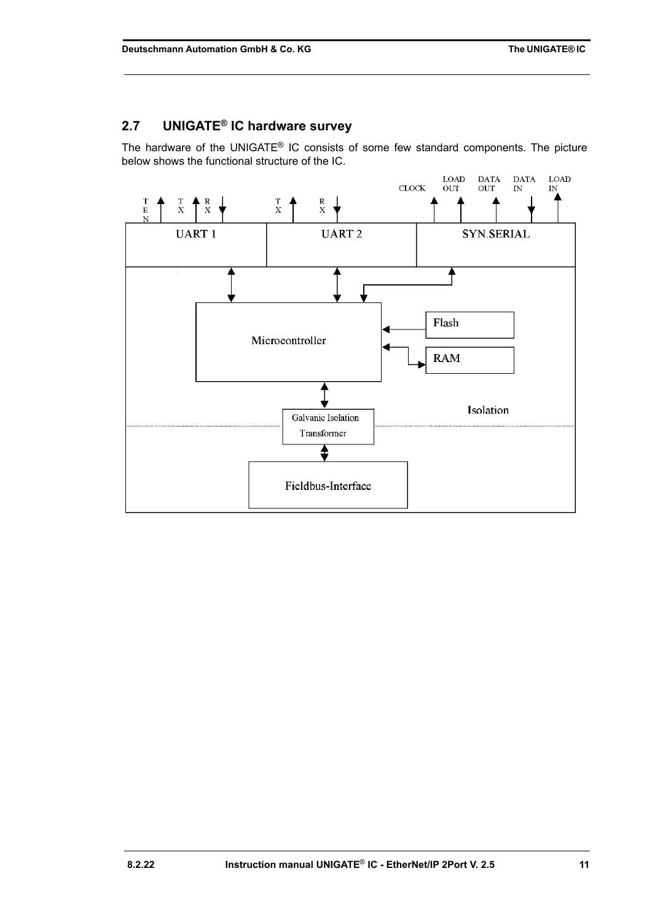## 2.7 UNIGATE® IC hardware survey

The hardware of the UNIGATE® IC consists of some few standard components. The picture below shows the functional structure of the IC.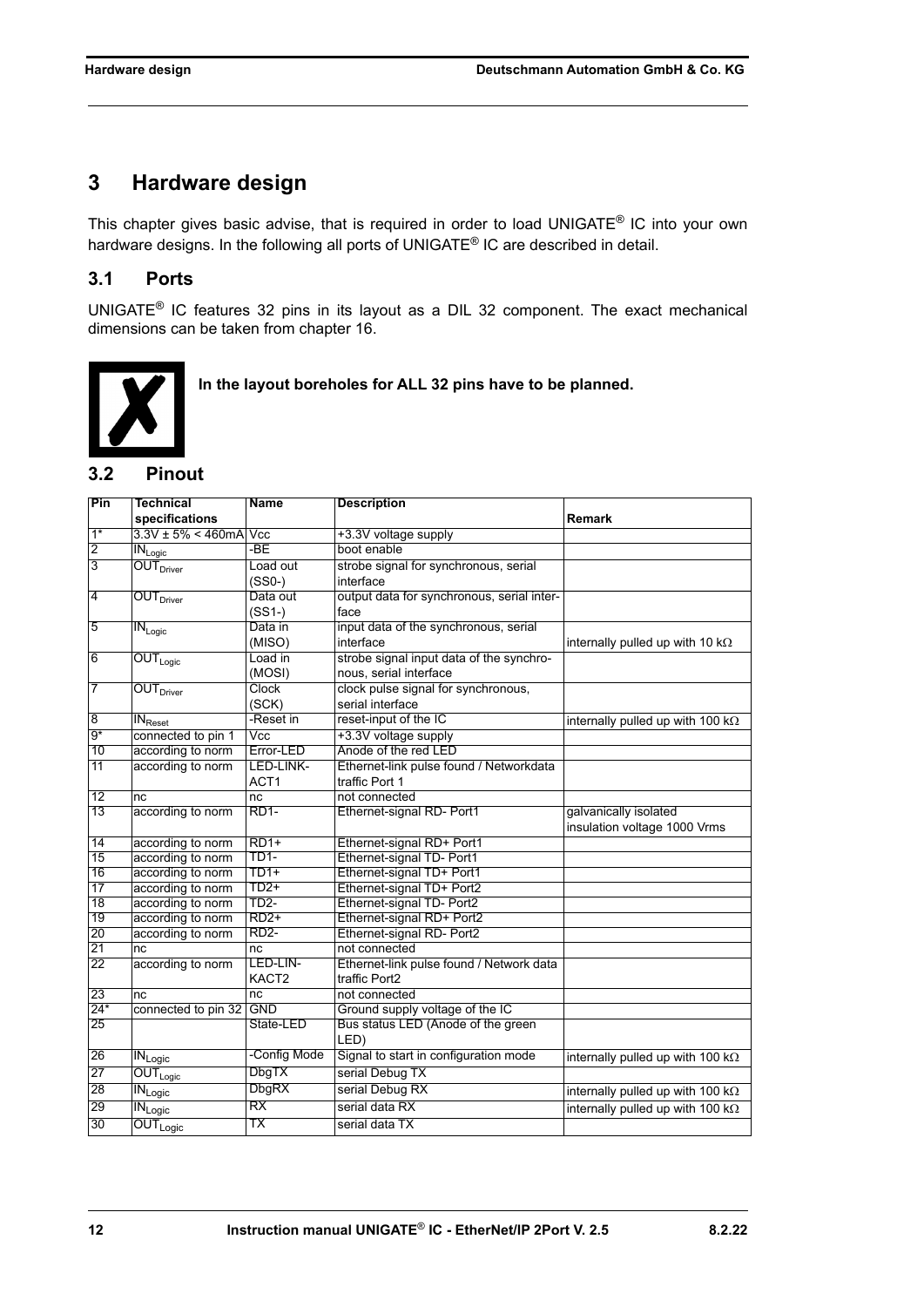# 3 Hardware design

This chapter gives basic advise, that is required in order to load UNIGATE® IC into your own hardware designs. In the following all ports of UNIGATE® IC are described in detail.

## 3.1 Ports

UNIGATE® IC features 32 pins in its layout as a DIL 32 component. The exact mechanical dimensions can be taken from chapter 16.

**In the layout boreholes for ALL 32 pins have to be planned.**

## 3.2 Pinout

| Pin | Technical specifications | Name | Description | Remark |
|---|---|---|---|---|
| 1* | 3.3V ± 5% < 460mA | Vcc | +3.3V voltage supply | |
| 2 | $IN_{Logic}$ | -BE | boot enable | |
| 3 | $OUT_{Driver}$ | Load out (SS0-) | strobe signal for synchronous, serial interface | |
| 4 | $OUT_{Driver}$ | Data out (SS1-) | output data for synchronous, serial interface | |
| 5 | $IN_{Logic}$ | Data in (MISO) | input data of the synchronous, serial interface | internally pulled up with 10 kΩ |
| 6 | $OUT_{Logic}$ | Load in (MOSI) | strobe signal input data of the synchronous, serial interface | |
| 7 | $OUT_{Driver}$ | Clock (SCK) | clock pulse signal for synchronous, serial interface | |
| 8 | $IN_{Reset}$ | -Reset in | reset-input of the IC | internally pulled up with 100 kΩ |
| 9* | connected to pin 1 | Vcc | +3.3V voltage supply | |
| 10 | according to norm | Error-LED | Anode of the red LED | |
| 11 | according to norm | LED-LINK-ACT1 | Ethernet-link pulse found / Networkdata traffic Port 1 | |
| 12 | nc | nc | not connected | |
| 13 | according to norm | RD1- | Ethernet-signal RD- Port1 | galvanically isolated insulation voltage 1000 Vrms |
| 14 | according to norm | RD1+ | Ethernet-signal RD+ Port1 | |
| 15 | according to norm | TD1- | Ethernet-signal TD- Port1 | |
| 16 | according to norm | TD1+ | Ethernet-signal TD+ Port1 | |
| 17 | according to norm | TD2+ | Ethernet-signal TD+ Port2 | |
| 18 | according to norm | TD2- | Ethernet-signal TD- Port2 | |
| 19 | according to norm | RD2+ | Ethernet-signal RD+ Port2 | |
| 20 | according to norm | RD2- | Ethernet-signal RD- Port2 | |
| 21 | nc | nc | not connected | |
| 22 | according to norm | LED-LIN-KACT2 | Ethernet-link pulse found / Network data traffic Port2 | |
| 23 | nc | nc | not connected | |
| 24* | connected to pin 32 | GND | Ground supply voltage of the IC | |
| 25 | | State-LED | Bus status LED (Anode of the green LED) | |
| 26 | $IN_{Logic}$ | -Config Mode | Signal to start in configuration mode | internally pulled up with 100 kΩ |
| 27 | $OUT_{Logic}$ | DbgTX | serial Debug TX | |
| 28 | $IN_{Logic}$ | DbgRX | serial Debug RX | internally pulled up with 100 kΩ |
| 29 | $IN_{Logic}$ | RX | serial data RX | internally pulled up with 100 kΩ |
| 30 | $OUT_{Logic}$ | TX | serial data TX | |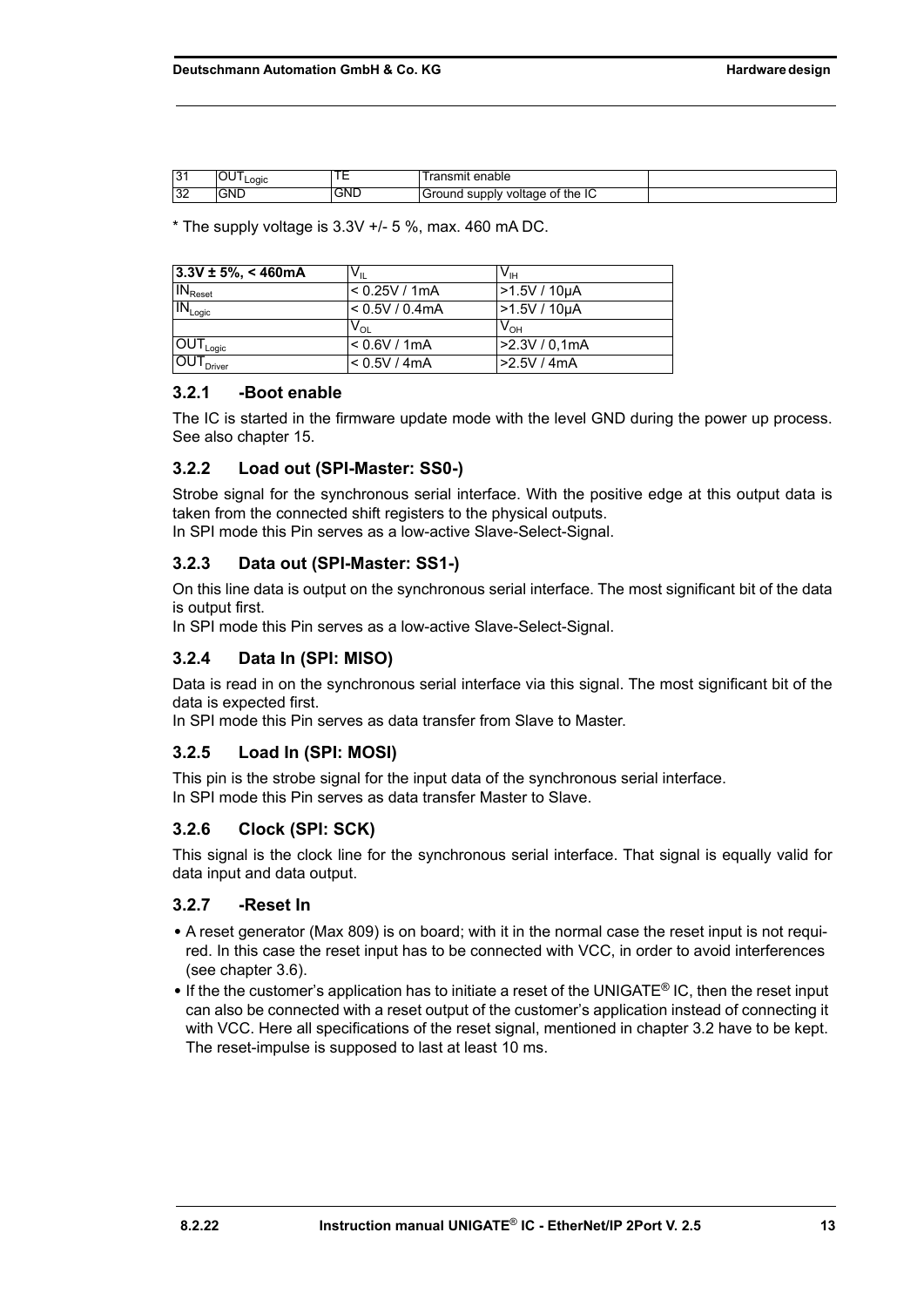| 31 | $OUT_{Logic}$ | TE | Transmit enable | |
|---|---|---|---|---|
| 32 | GND | GND | Ground supply voltage of the IC | |

* The supply voltage is 3.3V +/- 5 %, max. 460 mA DC.

| **3.3V ± 5%, < 460mA** | $V_{IL}$ | $V_{IH}$ |
|---|---|---|
| $IN_{Reset}$ | < 0.25V / 1mA | >1.5V / 10µA |
| $IN_{Logic}$ | < 0.5V / 0.4mA | >1.5V / 10µA |
| | $V_{OL}$ | $V_{OH}$ |
| $OUT_{Logic}$ | < 0.6V / 1mA | >2.3V / 0,1mA |
| $OUT_{Driver}$ | < 0.5V / 4mA | >2.5V / 4mA |

### 3.2.1 -Boot enable

The IC is started in the firmware update mode with the level GND during the power up process. See also chapter 15.

### 3.2.2 Load out (SPI-Master: SS0-)

Strobe signal for the synchronous serial interface. With the positive edge at this output data is taken from the connected shift registers to the physical outputs.
In SPI mode this Pin serves as a low-active Slave-Select-Signal.

### 3.2.3 Data out (SPI-Master: SS1-)

On this line data is output on the synchronous serial interface. The most significant bit of the data is output first.
In SPI mode this Pin serves as a low-active Slave-Select-Signal.

### 3.2.4 Data In (SPI: MISO)

Data is read in on the synchronous serial interface via this signal. The most significant bit of the data is expected first.
In SPI mode this Pin serves as data transfer from Slave to Master.

### 3.2.5 Load In (SPI: MOSI)

This pin is the strobe signal for the input data of the synchronous serial interface.
In SPI mode this Pin serves as data transfer Master to Slave.

### 3.2.6 Clock (SPI: SCK)

This signal is the clock line for the synchronous serial interface. That signal is equally valid for data input and data output.

### 3.2.7 -Reset In

- A reset generator (Max 809) is on board; with it in the normal case the reset input is not required. In this case the reset input has to be connected with VCC, in order to avoid interferences (see chapter 3.6).
- If the the customer's application has to initiate a reset of the UNIGATE® IC, then the reset input can also be connected with a reset output of the customer's application instead of connecting it with VCC. Here all specifications of the reset signal, mentioned in chapter 3.2 have to be kept. The reset-impulse is supposed to last at least 10 ms.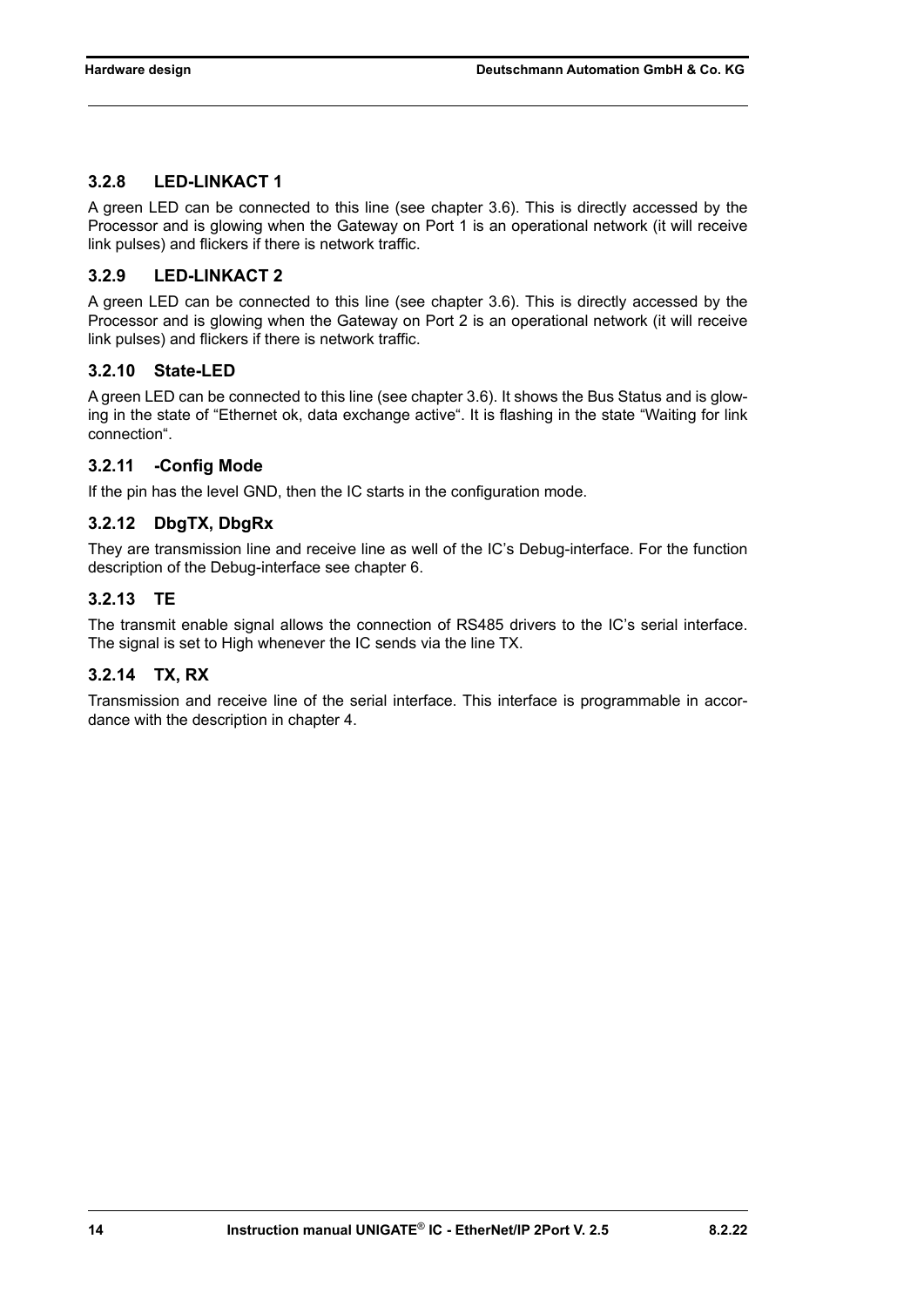### 3.2.8 LED-LINKACT 1

A green LED can be connected to this line (see chapter 3.6). This is directly accessed by the Processor and is glowing when the Gateway on Port 1 is an operational network (it will receive link pulses) and flickers if there is network traffic.

### 3.2.9 LED-LINKACT 2

A green LED can be connected to this line (see chapter 3.6). This is directly accessed by the Processor and is glowing when the Gateway on Port 2 is an operational network (it will receive link pulses) and flickers if there is network traffic.

### 3.2.10 State-LED

A green LED can be connected to this line (see chapter 3.6). It shows the Bus Status and is glowing in the state of “Ethernet ok, data exchange active“. It is flashing in the state “Waiting for link connection“.

### 3.2.11 -Config Mode

If the pin has the level GND, then the IC starts in the configuration mode.

### 3.2.12 DbgTX, DbgRx

They are transmission line and receive line as well of the IC’s Debug-interface. For the function description of the Debug-interface see chapter 6.

### 3.2.13 TE

The transmit enable signal allows the connection of RS485 drivers to the IC’s serial interface. The signal is set to High whenever the IC sends via the line TX.

### 3.2.14 TX, RX

Transmission and receive line of the serial interface. This interface is programmable in accordance with the description in chapter 4.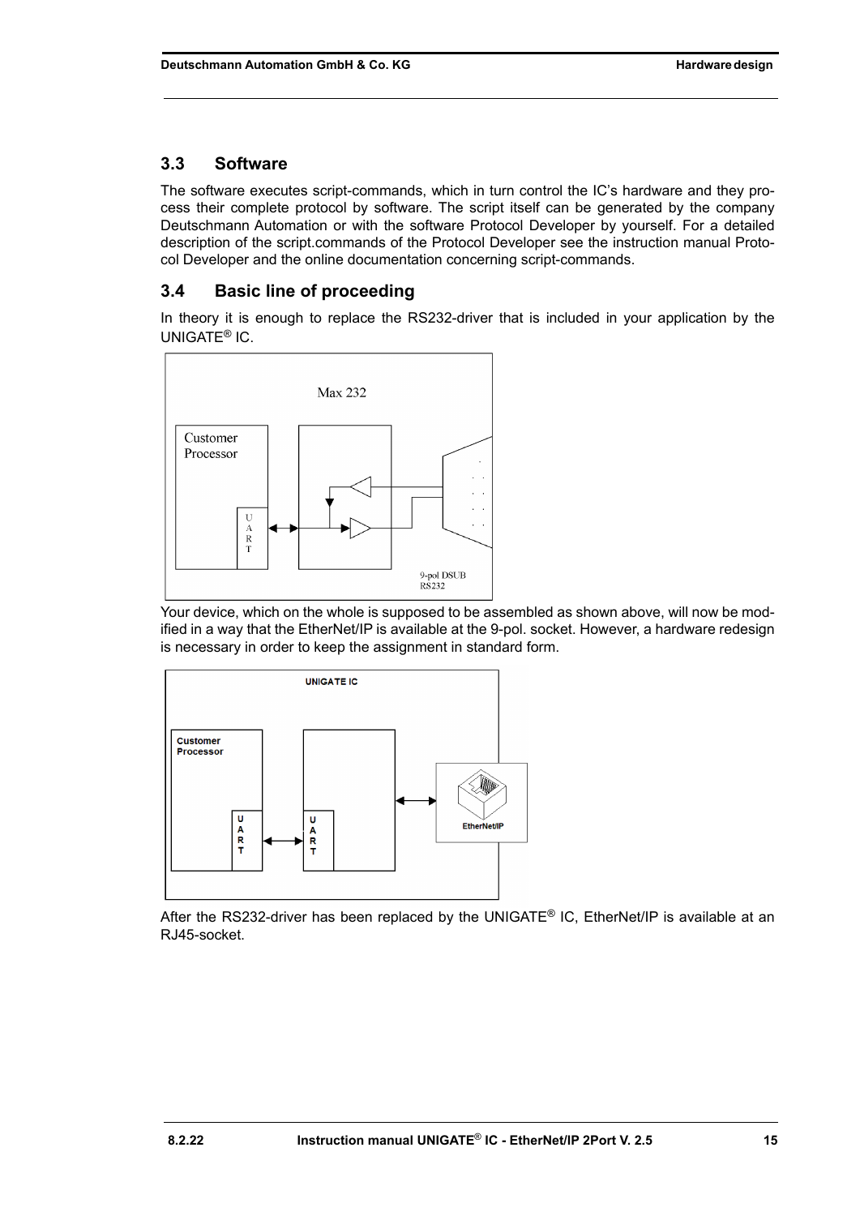## 3.3 Software

The software executes script-commands, which in turn control the IC's hardware and they process their complete protocol by software. The script itself can be generated by the company Deutschmann Automation or with the software Protocol Developer by yourself. For a detailed description of the script.commands of the Protocol Developer see the instruction manual Protocol Developer and the online documentation concerning script-commands.

## 3.4 Basic line of proceeding

In theory it is enough to replace the RS232-driver that is included in your application by the UNIGATE® IC.

Your device, which on the whole is supposed to be assembled as shown above, will now be modified in a way that the EtherNet/IP is available at the 9-pol. socket. However, a hardware redesign is necessary in order to keep the assignment in standard form.

After the RS232-driver has been replaced by the UNIGATE® IC, EtherNet/IP is available at an RJ45-socket.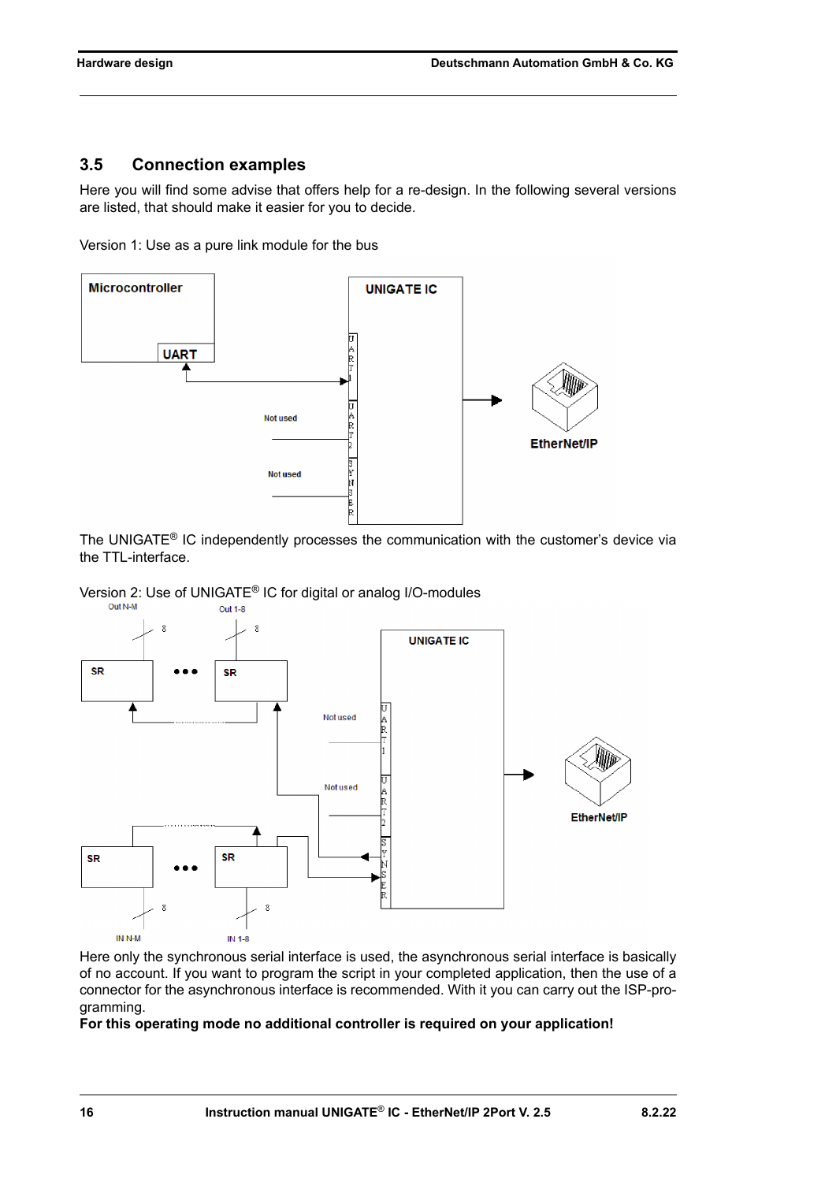## 3.5 Connection examples

Here you will find some advise that offers help for a re-design. In the following several versions are listed, that should make it easier for you to decide.

Version 1: Use as a pure link module for the bus

The UNIGATE® IC independently processes the communication with the customer's device via the TTL-interface.

Version 2: Use of UNIGATE® IC for digital or analog I/O-modules

Here only the synchronous serial interface is used, the asynchronous serial interface is basically of no account. If you want to program the script in your completed application, then the use of a connector for the asynchronous interface is recommended. With it you can carry out the ISP-programming.

**For this operating mode no additional controller is required on your application!**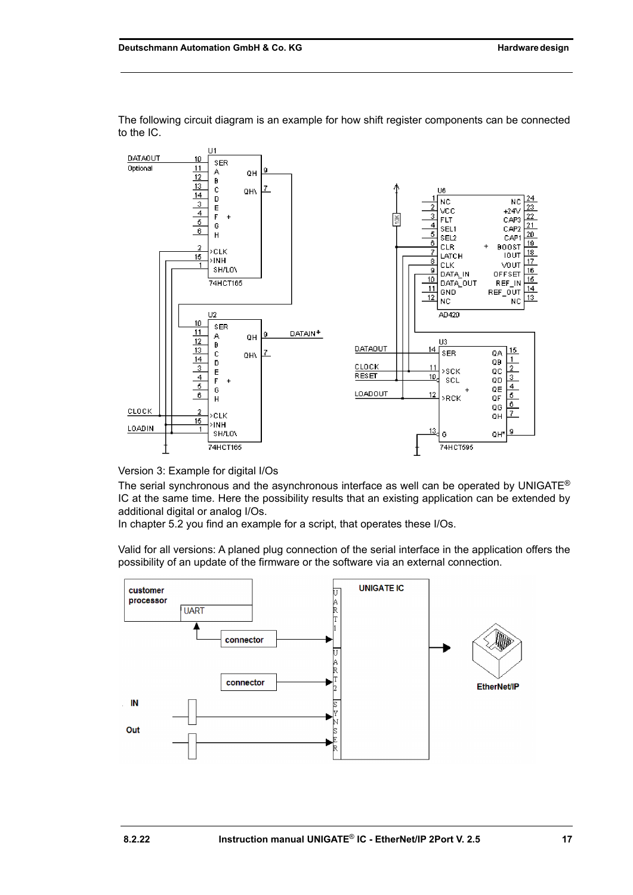The following circuit diagram is an example for how shift register components can be connected to the IC.

Version 3: Example for digital I/Os

The serial synchronous and the asynchronous interface as well can be operated by UNIGATE® IC at the same time. Here the possibility results that an existing application can be extended by additional digital or analog I/Os.

In chapter 5.2 you find an example for a script, that operates these I/Os.

Valid for all versions: A planed plug connection of the serial interface in the application offers the possibility of an update of the firmware or the software via an external connection.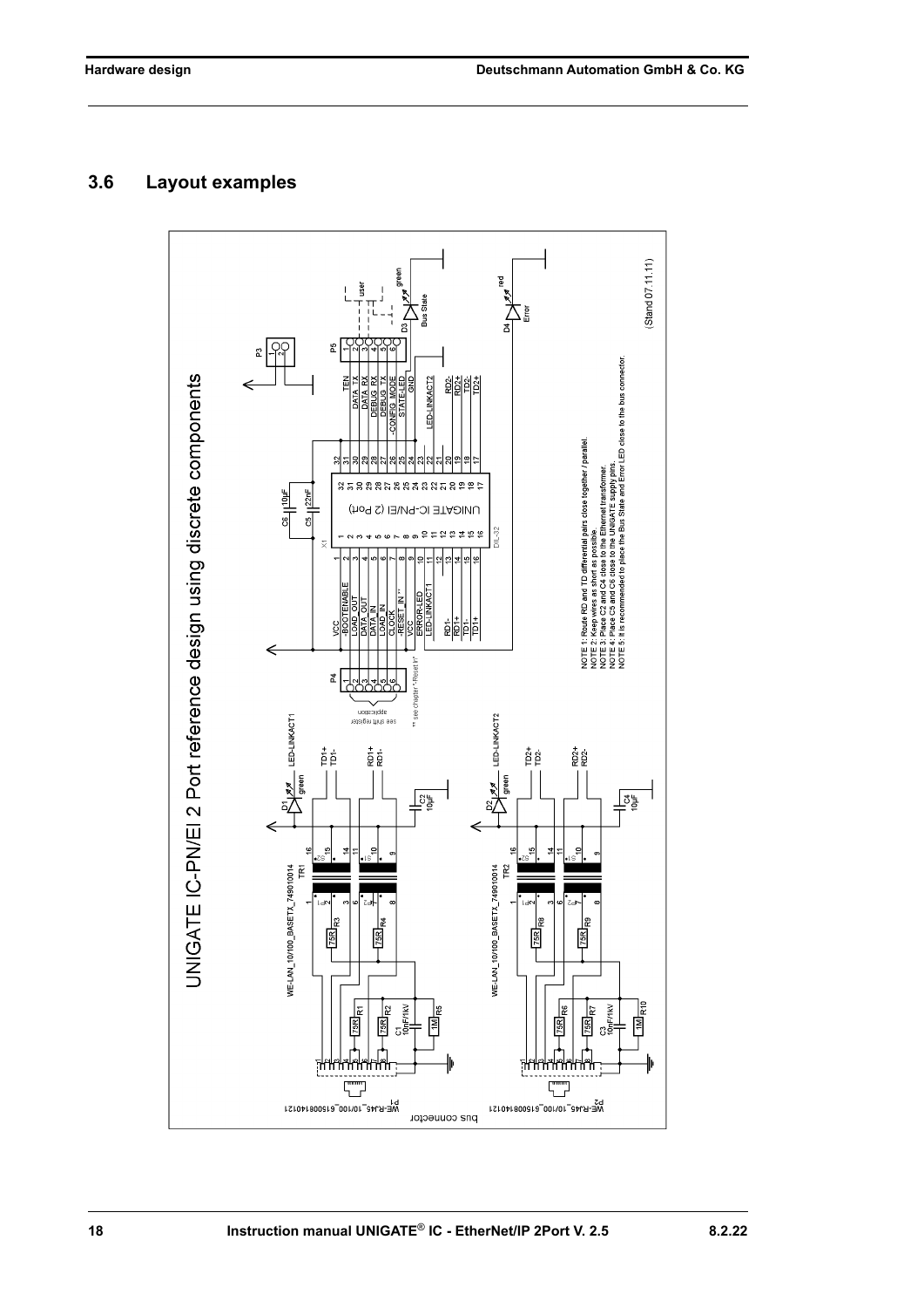## 3.6 Layout examples

UNIGATE IC-PN/EI 2 Port reference design using discrete components

NOTE 1: Route RD and TD differential pairs close together / parallel.
NOTE 2: Keep wires as short as possible.
NOTE 3: Place C2 and C4 close to the Ethernet transformer.
NOTE 4: Place C5 and C6 close to the UNIGATE supply pins.
NOTE 5: It is recommended to place the Bus State and Error LED close to the bus connector.

(Stand 07.11.11)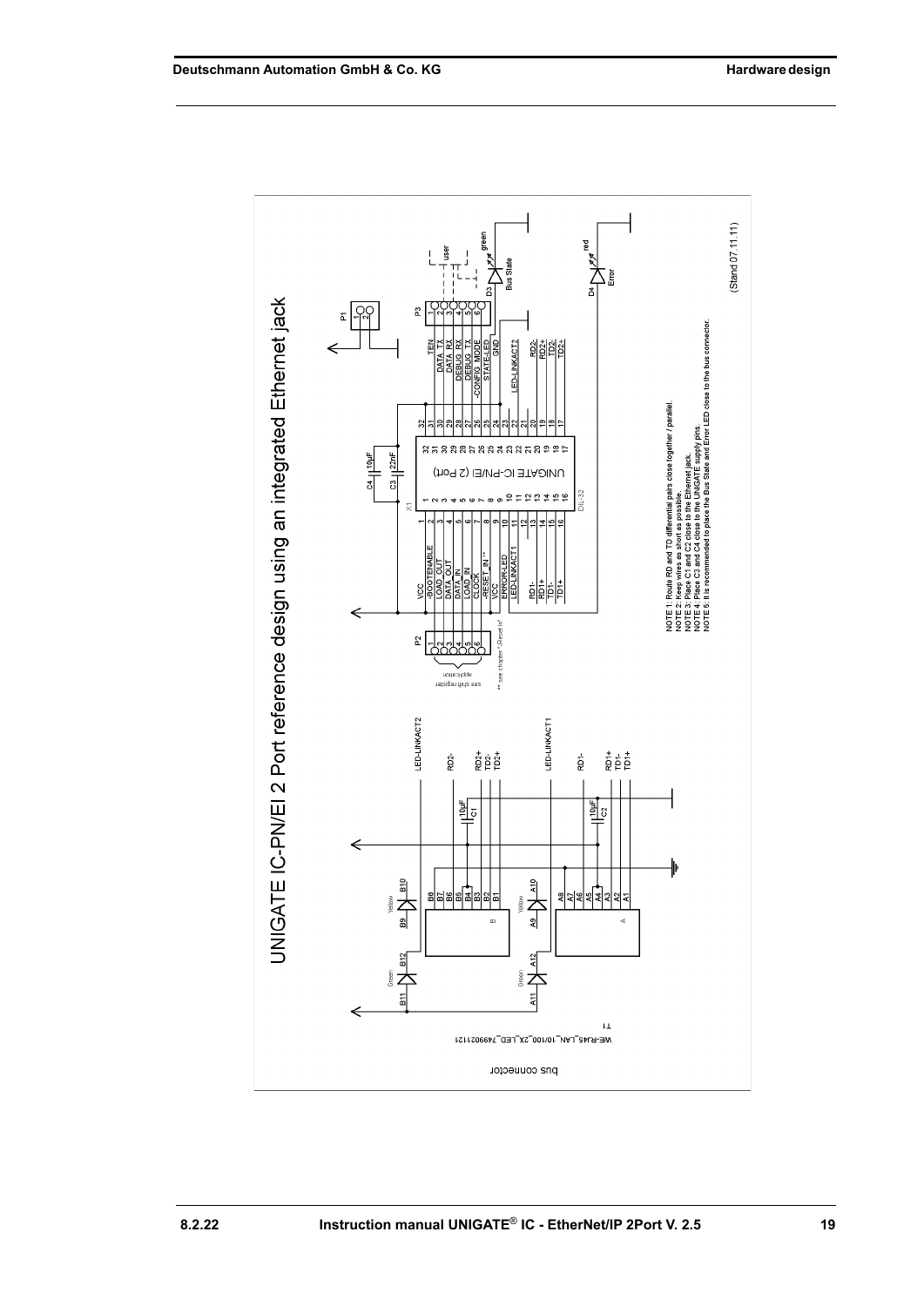# UNIGATE IC-PN/EI 2 Port reference design using an integrated Ethernet jack

NOTE 1: Route RD and TD differential pairs close together / parallel.
NOTE 2: Keep wires as short as possible.
NOTE 3: Place C1 and C2 close to the Ethernet jack.
NOTE 4: Place C3 and C4 close to the UNIGATE supply pins.
NOTE 5: It is recommended to place the Bus State and Error LED close to the bus connector.

(Stand 07.11.11)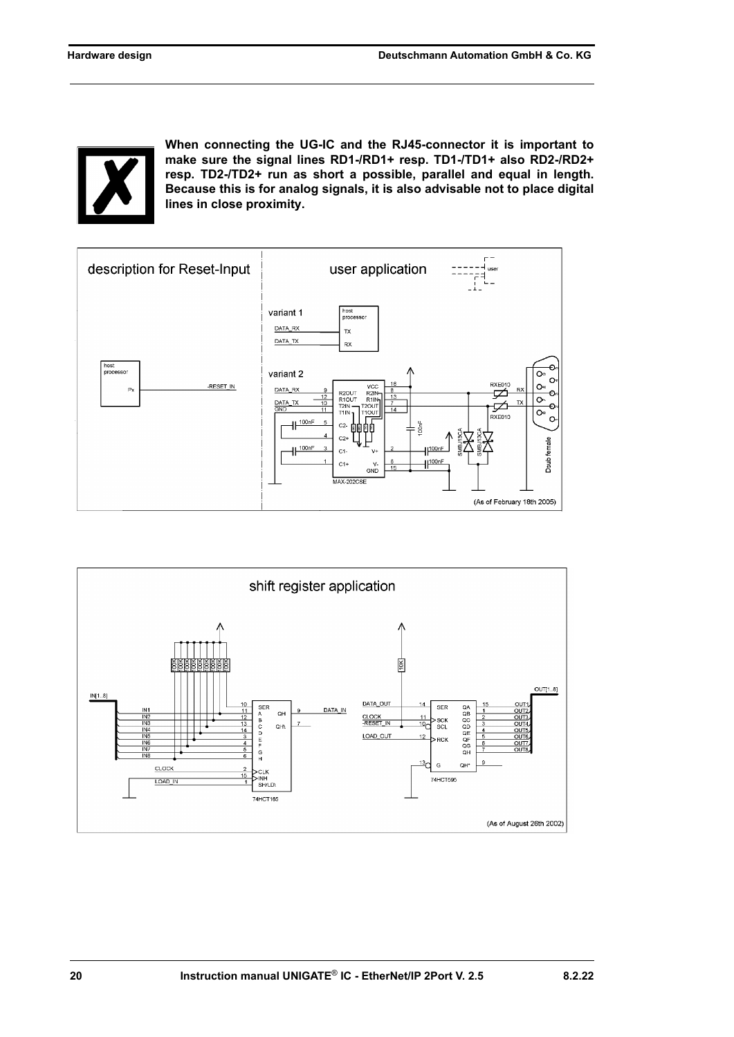**When connecting the UG-IC and the RJ45-connector it is important to make sure the signal lines RD1-/RD1+ resp. TD1-/TD1+ also RD2-/RD2+ resp. TD2-/TD2+ run as short a possible, parallel and equal in length. Because this is for analog signals, it is also advisable not to place digital lines in close proximity.**

description for Reset-Input — user application

variant 1

variant 2

(As of February 18th 2005)

shift register application

(As of August 26th 2002)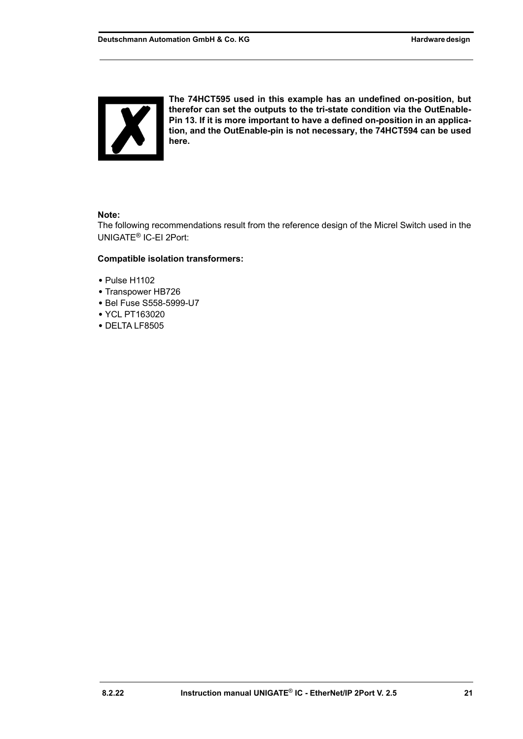**The 74HCT595 used in this example has an undefined on-position, but therefor can set the outputs to the tri-state condition via the OutEnable-Pin 13. If it is more important to have a defined on-position in an application, and the OutEnable-pin is not necessary, the 74HCT594 can be used here.**

**Note:**

The following recommendations result from the reference design of the Micrel Switch used in the UNIGATE® IC-EI 2Port:

**Compatible isolation transformers:**

- Pulse H1102
- Transpower HB726
- Bel Fuse S558-5999-U7
- YCL PT163020
- DELTA LF8505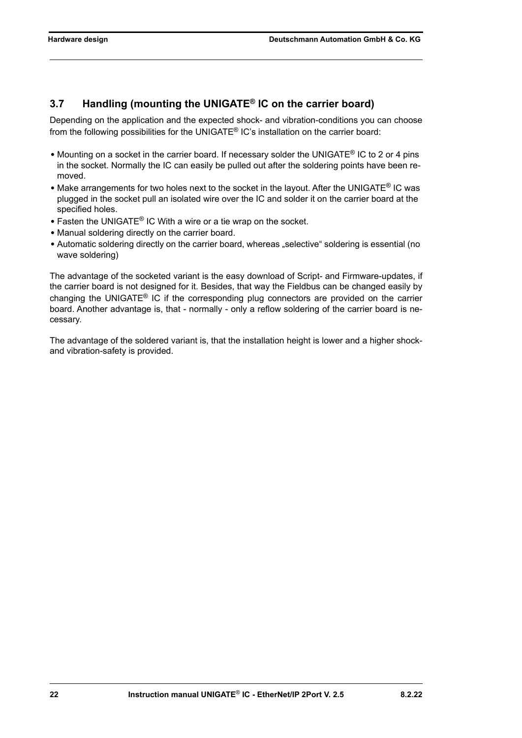## 3.7 Handling (mounting the UNIGATE® IC on the carrier board)

Depending on the application and the expected shock- and vibration-conditions you can choose from the following possibilities for the UNIGATE® IC's installation on the carrier board:

- Mounting on a socket in the carrier board. If necessary solder the UNIGATE® IC to 2 or 4 pins in the socket. Normally the IC can easily be pulled out after the soldering points have been removed.
- Make arrangements for two holes next to the socket in the layout. After the UNIGATE® IC was plugged in the socket pull an isolated wire over the IC and solder it on the carrier board at the specified holes.
- Fasten the UNIGATE® IC With a wire or a tie wrap on the socket.
- Manual soldering directly on the carrier board.
- Automatic soldering directly on the carrier board, whereas „selective“ soldering is essential (no wave soldering)

The advantage of the socketed variant is the easy download of Script- and Firmware-updates, if the carrier board is not designed for it. Besides, that way the Fieldbus can be changed easily by changing the UNIGATE® IC if the corresponding plug connectors are provided on the carrier board. Another advantage is, that - normally - only a reflow soldering of the carrier board is necessary.

The advantage of the soldered variant is, that the installation height is lower and a higher shock- and vibration-safety is provided.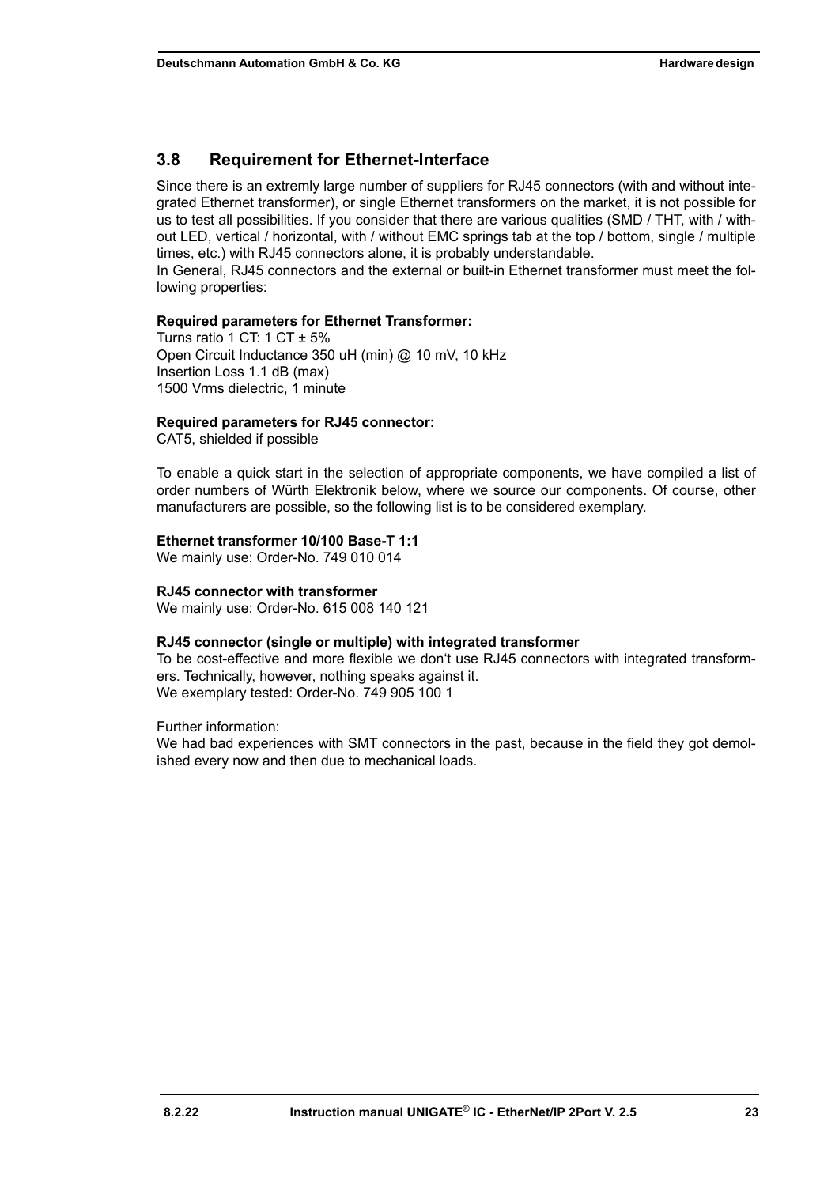## 3.8 Requirement for Ethernet-Interface

Since there is an extremly large number of suppliers for RJ45 connectors (with and without integrated Ethernet transformer), or single Ethernet transformers on the market, it is not possible for us to test all possibilities. If you consider that there are various qualities (SMD / THT, with / without LED, vertical / horizontal, with / without EMC springs tab at the top / bottom, single / multiple times, etc.) with RJ45 connectors alone, it is probably understandable.
In General, RJ45 connectors and the external or built-in Ethernet transformer must meet the following properties:

**Required parameters for Ethernet Transformer:**
Turns ratio 1 CT: 1 CT ± 5%
Open Circuit Inductance 350 uH (min) @ 10 mV, 10 kHz
Insertion Loss 1.1 dB (max)
1500 Vrms dielectric, 1 minute

**Required parameters for RJ45 connector:**
CAT5, shielded if possible

To enable a quick start in the selection of appropriate components, we have compiled a list of order numbers of Würth Elektronik below, where we source our components. Of course, other manufacturers are possible, so the following list is to be considered exemplary.

**Ethernet transformer 10/100 Base-T 1:1**
We mainly use: Order-No. 749 010 014

**RJ45 connector with transformer**
We mainly use: Order-No. 615 008 140 121

**RJ45 connector (single or multiple) with integrated transformer**
To be cost-effective and more flexible we don't use RJ45 connectors with integrated transformers. Technically, however, nothing speaks against it.
We exemplary tested: Order-No. 749 905 100 1

Further information:
We had bad experiences with SMT connectors in the past, because in the field they got demolished every now and then due to mechanical loads.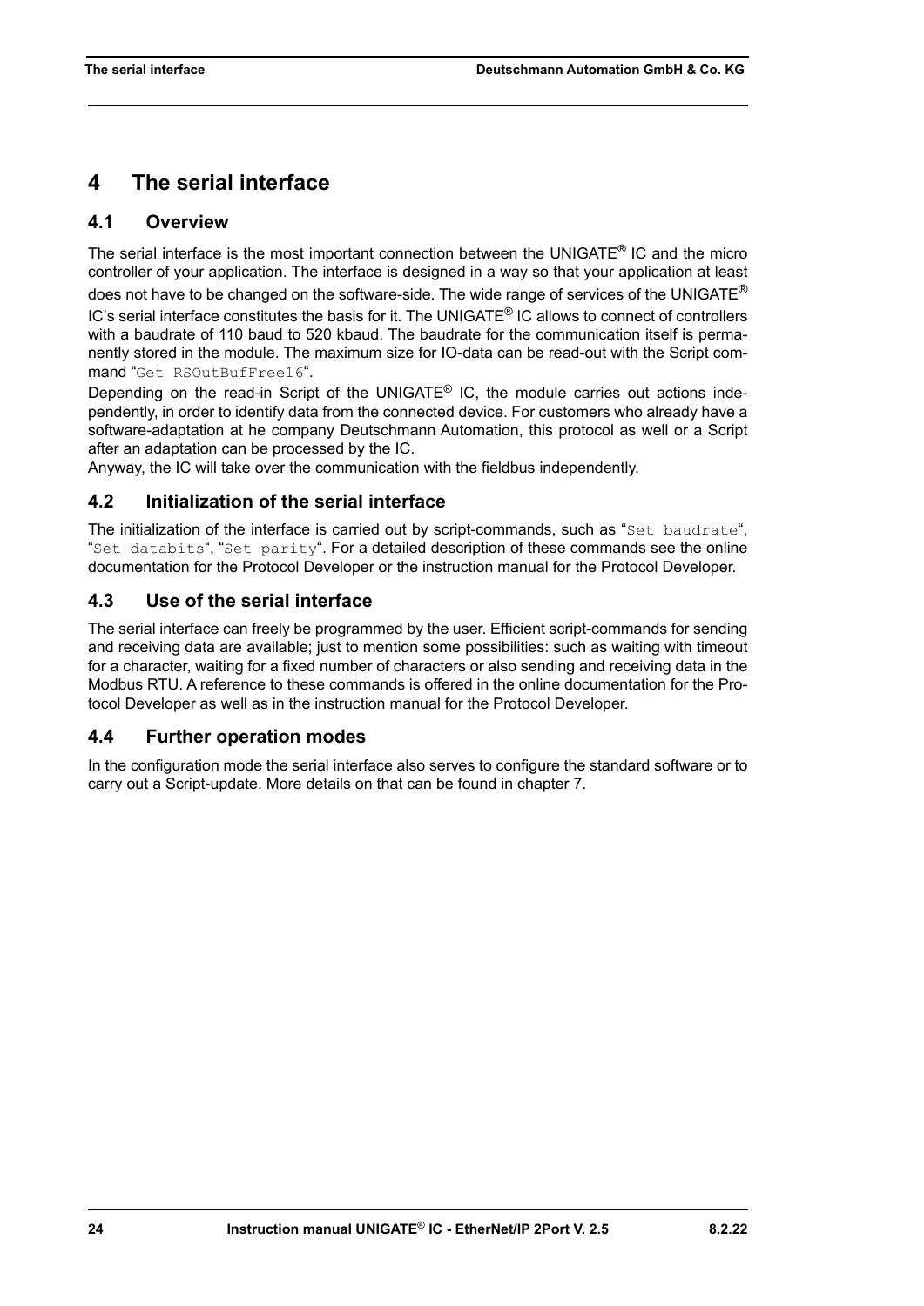# 4 The serial interface

## 4.1 Overview

The serial interface is the most important connection between the UNIGATE® IC and the micro controller of your application. The interface is designed in a way so that your application at least does not have to be changed on the software-side. The wide range of services of the UNIGATE® IC's serial interface constitutes the basis for it. The UNIGATE® IC allows to connect of controllers with a baudrate of 110 baud to 520 kbaud. The baudrate for the communication itself is permanently stored in the module. The maximum size for IO-data can be read-out with the Script command "`Get RSOutBufFree16`".

Depending on the read-in Script of the UNIGATE® IC, the module carries out actions independently, in order to identify data from the connected device. For customers who already have a software-adaptation at he company Deutschmann Automation, this protocol as well or a Script after an adaptation can be processed by the IC.

Anyway, the IC will take over the communication with the fieldbus independently.

## 4.2 Initialization of the serial interface

The initialization of the interface is carried out by script-commands, such as "`Set baudrate`", "`Set databits`", "`Set parity`". For a detailed description of these commands see the online documentation for the Protocol Developer or the instruction manual for the Protocol Developer.

## 4.3 Use of the serial interface

The serial interface can freely be programmed by the user. Efficient script-commands for sending and receiving data are available; just to mention some possibilities: such as waiting with timeout for a character, waiting for a fixed number of characters or also sending and receiving data in the Modbus RTU. A reference to these commands is offered in the online documentation for the Protocol Developer as well as in the instruction manual for the Protocol Developer.

## 4.4 Further operation modes

In the configuration mode the serial interface also serves to configure the standard software or to carry out a Script-update. More details on that can be found in chapter 7.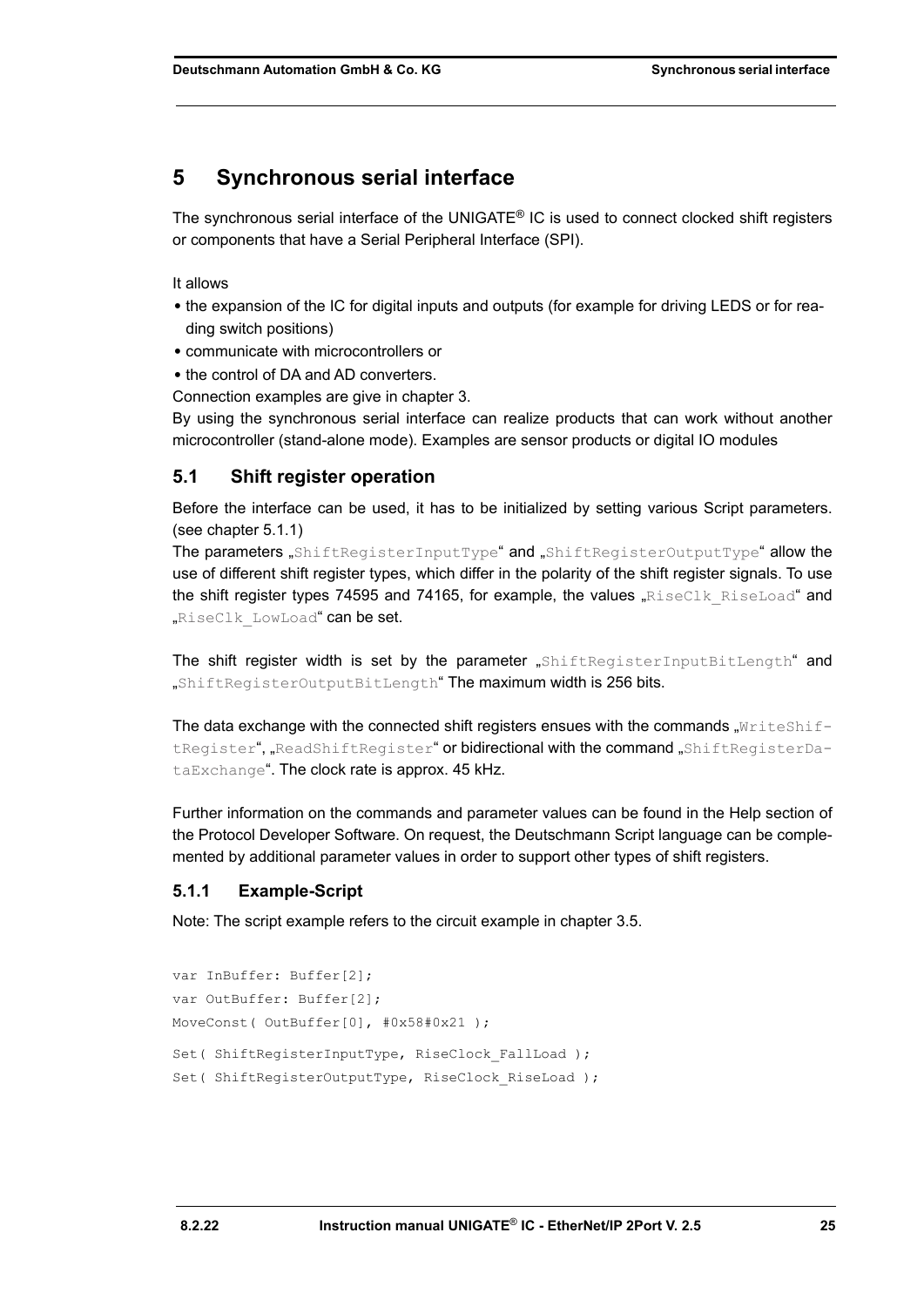# 5 Synchronous serial interface

The synchronous serial interface of the UNIGATE® IC is used to connect clocked shift registers or components that have a Serial Peripheral Interface (SPI).

It allows

- the expansion of the IC for digital inputs and outputs (for example for driving LEDS or for reading switch positions)
- communicate with microcontrollers or
- the control of DA and AD converters.

Connection examples are give in chapter 3.
By using the synchronous serial interface can realize products that can work without another microcontroller (stand-alone mode). Examples are sensor products or digital IO modules

## 5.1 Shift register operation

Before the interface can be used, it has to be initialized by setting various Script parameters. (see chapter 5.1.1)
The parameters „`ShiftRegisterInputType`“ and „`ShiftRegisterOutputType`“ allow the use of different shift register types, which differ in the polarity of the shift register signals. To use the shift register types 74595 and 74165, for example, the values „`RiseClk_RiseLoad`“ and „`RiseClk_LowLoad`“ can be set.

The shift register width is set by the parameter „`ShiftRegisterInputBitLength`“ and „`ShiftRegisterOutputBitLength`“ The maximum width is 256 bits.

The data exchange with the connected shift registers ensues with the commands „`WriteShiftRegister`“, „`ReadShiftRegister`“ or bidirectional with the command „`ShiftRegisterDataExchange`“. The clock rate is approx. 45 kHz.

Further information on the commands and parameter values can be found in the Help section of the Protocol Developer Software. On request, the Deutschmann Script language can be complemented by additional parameter values in order to support other types of shift registers.

### 5.1.1 Example-Script

Note: The script example refers to the circuit example in chapter 3.5.

```
var InBuffer: Buffer[2];
var OutBuffer: Buffer[2];
MoveConst( OutBuffer[0], #0x58#0x21 );
Set( ShiftRegisterInputType, RiseClock_FallLoad );
Set( ShiftRegisterOutputType, RiseClock_RiseLoad );
```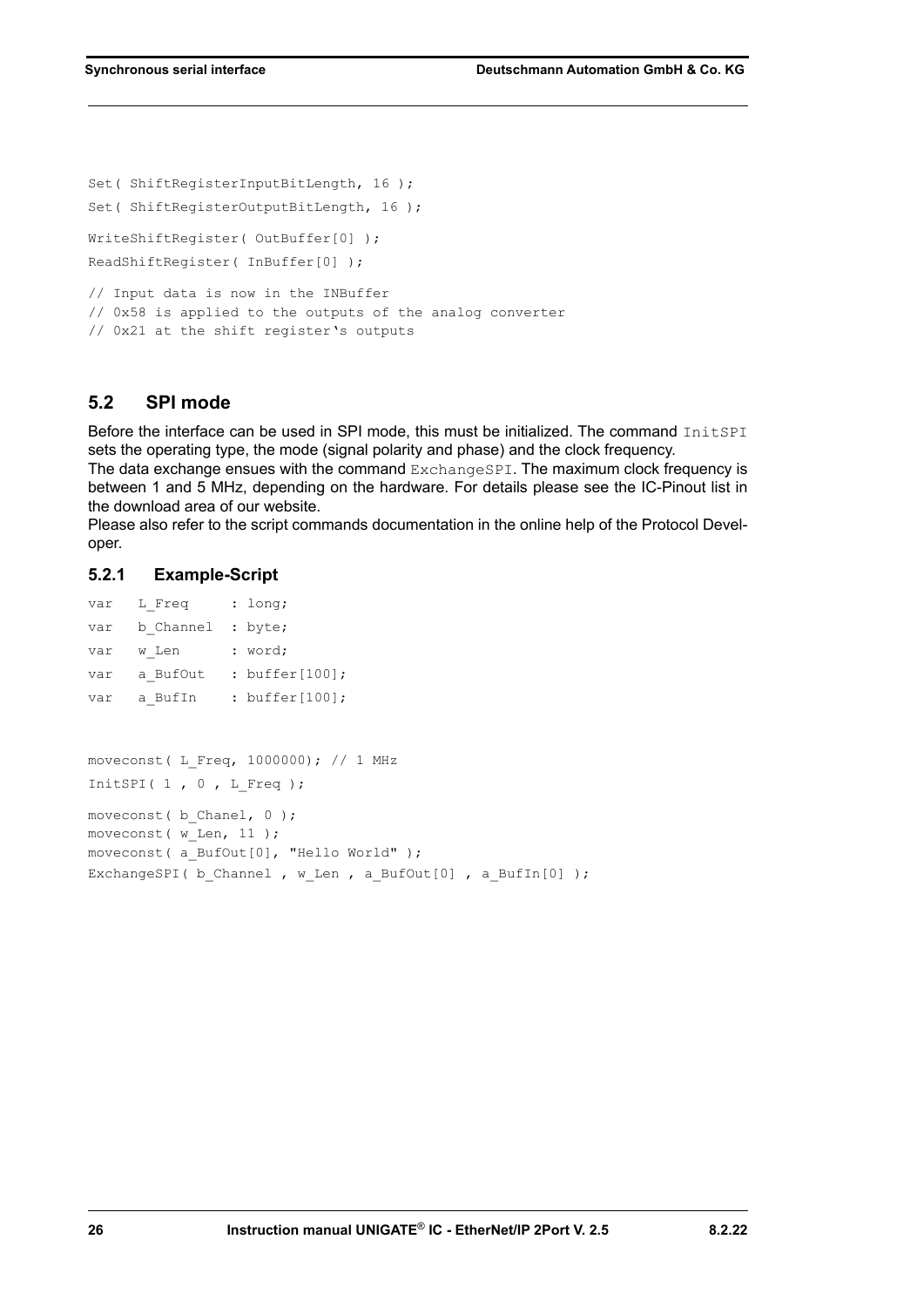```
Set( ShiftRegisterInputBitLength, 16 );
Set( ShiftRegisterOutputBitLength, 16 );
WriteShiftRegister( OutBuffer[0] );
ReadShiftRegister( InBuffer[0] );
// Input data is now in the INBuffer
// 0x58 is applied to the outputs of the analog converter
// 0x21 at the shift register's outputs
```

## 5.2 SPI mode

Before the interface can be used in SPI mode, this must be initialized. The command `InitSPI` sets the operating type, the mode (signal polarity and phase) and the clock frequency.
The data exchange ensues with the command `ExchangeSPI`. The maximum clock frequency is between 1 and 5 MHz, depending on the hardware. For details please see the IC-Pinout list in the download area of our website.
Please also refer to the script commands documentation in the online help of the Protocol Developer.

### 5.2.1 Example-Script

```
var   L_Freq      : long;
var   b_Channel   : byte;
var   w_Len       : word;
var   a_BufOut    : buffer[100];
var   a_BufIn     : buffer[100];


moveconst( L_Freq, 1000000); // 1 MHz
InitSPI( 1 , 0 , L_Freq );
moveconst( b_Chanel, 0 );
moveconst( w_Len, 11 );
moveconst( a_BufOut[0], "Hello World" );
ExchangeSPI( b_Channel , w_Len , a_BufOut[0] , a_BufIn[0] );
```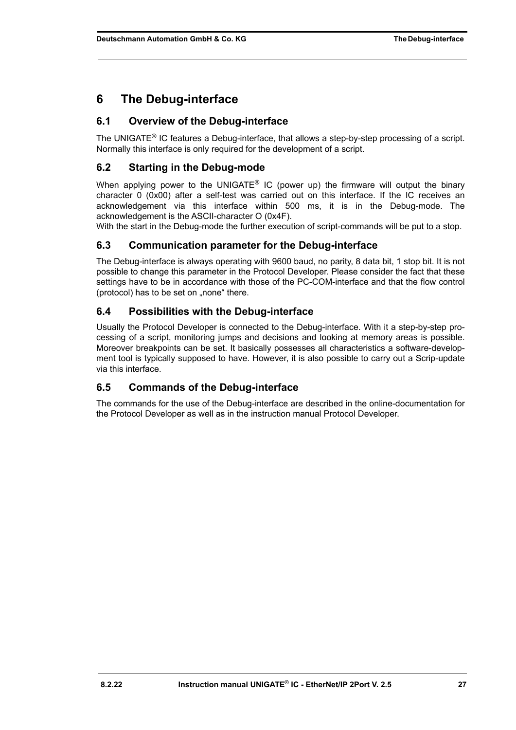# 6 The Debug-interface

## 6.1 Overview of the Debug-interface

The UNIGATE® IC features a Debug-interface, that allows a step-by-step processing of a script. Normally this interface is only required for the development of a script.

## 6.2 Starting in the Debug-mode

When applying power to the UNIGATE® IC (power up) the firmware will output the binary character 0 (0x00) after a self-test was carried out on this interface. If the IC receives an acknowledgement via this interface within 500 ms, it is in the Debug-mode. The acknowledgement is the ASCII-character O (0x4F).
With the start in the Debug-mode the further execution of script-commands will be put to a stop.

## 6.3 Communication parameter for the Debug-interface

The Debug-interface is always operating with 9600 baud, no parity, 8 data bit, 1 stop bit. It is not possible to change this parameter in the Protocol Developer. Please consider the fact that these settings have to be in accordance with those of the PC-COM-interface and that the flow control (protocol) has to be set on „none“ there.

## 6.4 Possibilities with the Debug-interface

Usually the Protocol Developer is connected to the Debug-interface. With it a step-by-step processing of a script, monitoring jumps and decisions and looking at memory areas is possible. Moreover breakpoints can be set. It basically possesses all characteristics a software-development tool is typically supposed to have. However, it is also possible to carry out a Scrip-update via this interface.

## 6.5 Commands of the Debug-interface

The commands for the use of the Debug-interface are described in the online-documentation for the Protocol Developer as well as in the instruction manual Protocol Developer.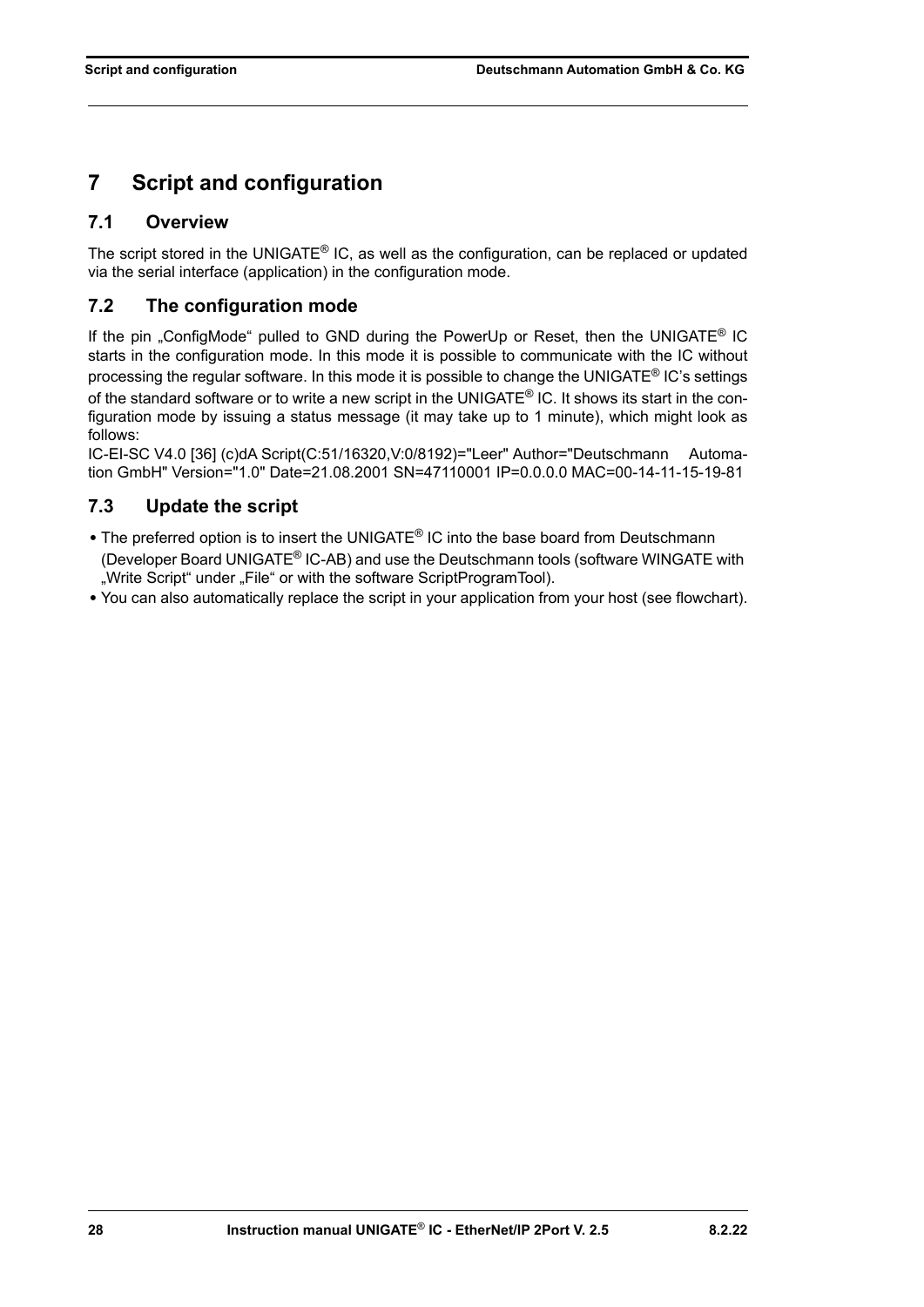# 7 Script and configuration

## 7.1 Overview

The script stored in the UNIGATE® IC, as well as the configuration, can be replaced or updated via the serial interface (application) in the configuration mode.

## 7.2 The configuration mode

If the pin „ConfigMode“ pulled to GND during the PowerUp or Reset, then the UNIGATE® IC starts in the configuration mode. In this mode it is possible to communicate with the IC without processing the regular software. In this mode it is possible to change the UNIGATE® IC’s settings of the standard software or to write a new script in the UNIGATE® IC. It shows its start in the configuration mode by issuing a status message (it may take up to 1 minute), which might look as follows:

IC-EI-SC V4.0 [36] (c)dA Script(C:51/16320,V:0/8192)="Leer" Author="Deutschmann Automation GmbH" Version="1.0" Date=21.08.2001 SN=47110001 IP=0.0.0.0 MAC=00-14-11-15-19-81

## 7.3 Update the script

- The preferred option is to insert the UNIGATE® IC into the base board from Deutschmann (Developer Board UNIGATE® IC-AB) and use the Deutschmann tools (software WINGATE with „Write Script“ under „File“ or with the software ScriptProgramTool).
- You can also automatically replace the script in your application from your host (see flowchart).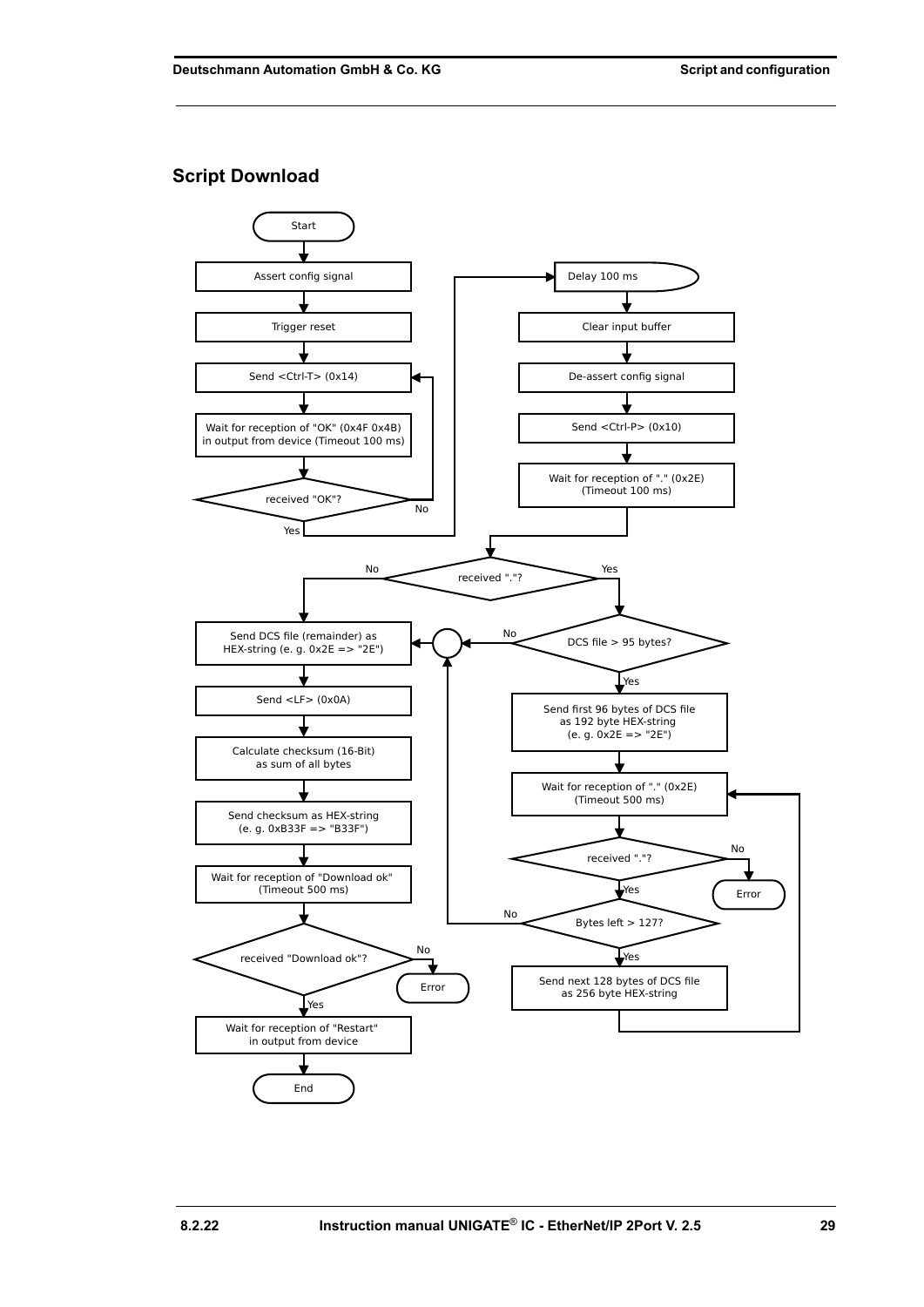## Script Download

Start

Assert config signal

Trigger reset

Send <Ctrl-T> (0x14)

Wait for reception of "OK" (0x4F 0x4B) in output from device (Timeout 100 ms)

received "OK"?

No

Yes

Delay 100 ms

Clear input buffer

De-assert config signal

Send <Ctrl-P> (0x10)

Wait for reception of "." (0x2E) (Timeout 100 ms)

received "."?

No

Yes

Send DCS file (remainder) as HEX-string (e. g. 0x2E => "2E")

Send <LF> (0x0A)

Calculate checksum (16-Bit) as sum of all bytes

Send checksum as HEX-string (e. g. 0xB33F => "B33F")

Wait for reception of "Download ok" (Timeout 500 ms)

received "Download ok"?

No

Error

Yes

Wait for reception of "Restart" in output from device

End

DCS file > 95 bytes?

No

Yes

Send first 96 bytes of DCS file as 192 byte HEX-string (e. g. 0x2E => "2E")

Wait for reception of "." (0x2E) (Timeout 500 ms)

received "."?

No

Error

Yes

Bytes left > 127?

No

Yes

Send next 128 bytes of DCS file as 256 byte HEX-string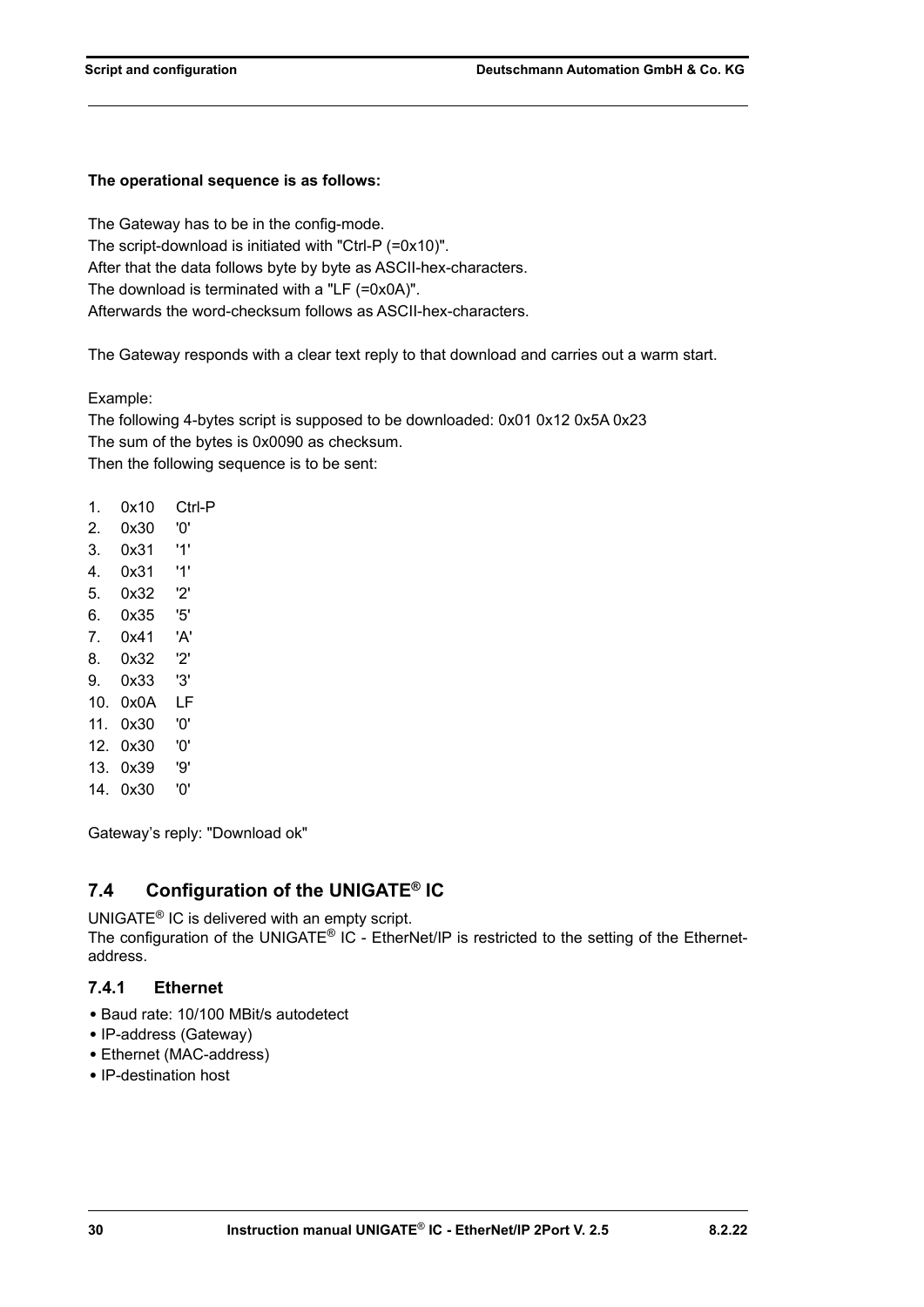**The operational sequence is as follows:**

The Gateway has to be in the config-mode.
The script-download is initiated with "Ctrl-P (=0x10)".
After that the data follows byte by byte as ASCII-hex-characters.
The download is terminated with a "LF (=0x0A)".
Afterwards the word-checksum follows as ASCII-hex-characters.

The Gateway responds with a clear text reply to that download and carries out a warm start.

Example:
The following 4-bytes script is supposed to be downloaded: 0x01 0x12 0x5A 0x23
The sum of the bytes is 0x0090 as checksum.
Then the following sequence is to be sent:

1. 0x10 Ctrl-P
2. 0x30 '0'
3. 0x31 '1'
4. 0x31 '1'
5. 0x32 '2'
6. 0x35 '5'
7. 0x41 'A'
8. 0x32 '2'
9. 0x33 '3'
10. 0x0A LF
11. 0x30 '0'
12. 0x30 '0'
13. 0x39 '9'
14. 0x30 '0'

Gateway's reply: "Download ok"

## 7.4 Configuration of the UNIGATE® IC

UNIGATE® IC is delivered with an empty script.
The configuration of the UNIGATE® IC - EtherNet/IP is restricted to the setting of the Ethernet-address.

### 7.4.1 Ethernet

- Baud rate: 10/100 MBit/s autodetect
- IP-address (Gateway)
- Ethernet (MAC-address)
- IP-destination host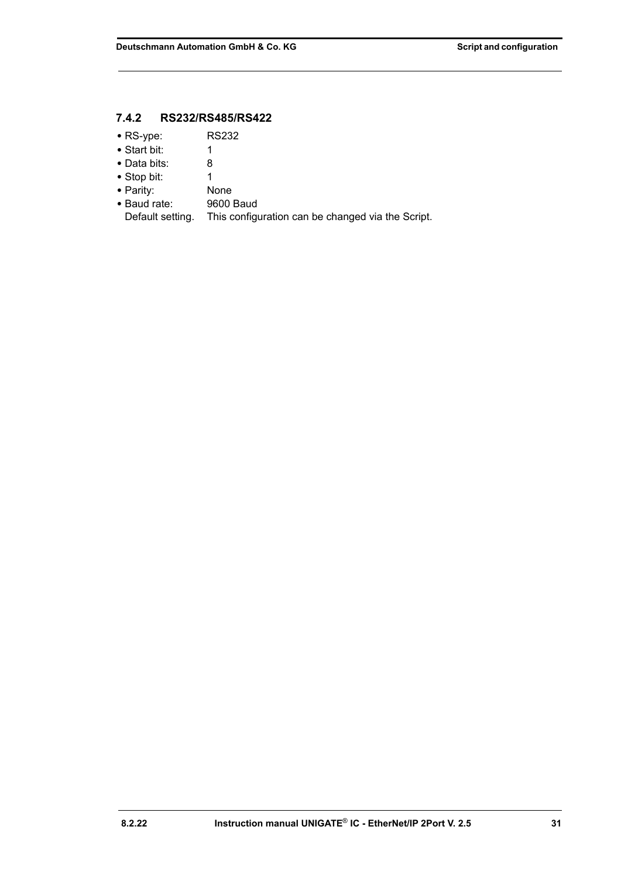### 7.4.2 RS232/RS485/RS422

- RS-ype: RS232
- Start bit: 1
- Data bits: 8
- Stop bit: 1
- Parity: None
- Baud rate: 9600 Baud

Default setting. This configuration can be changed via the Script.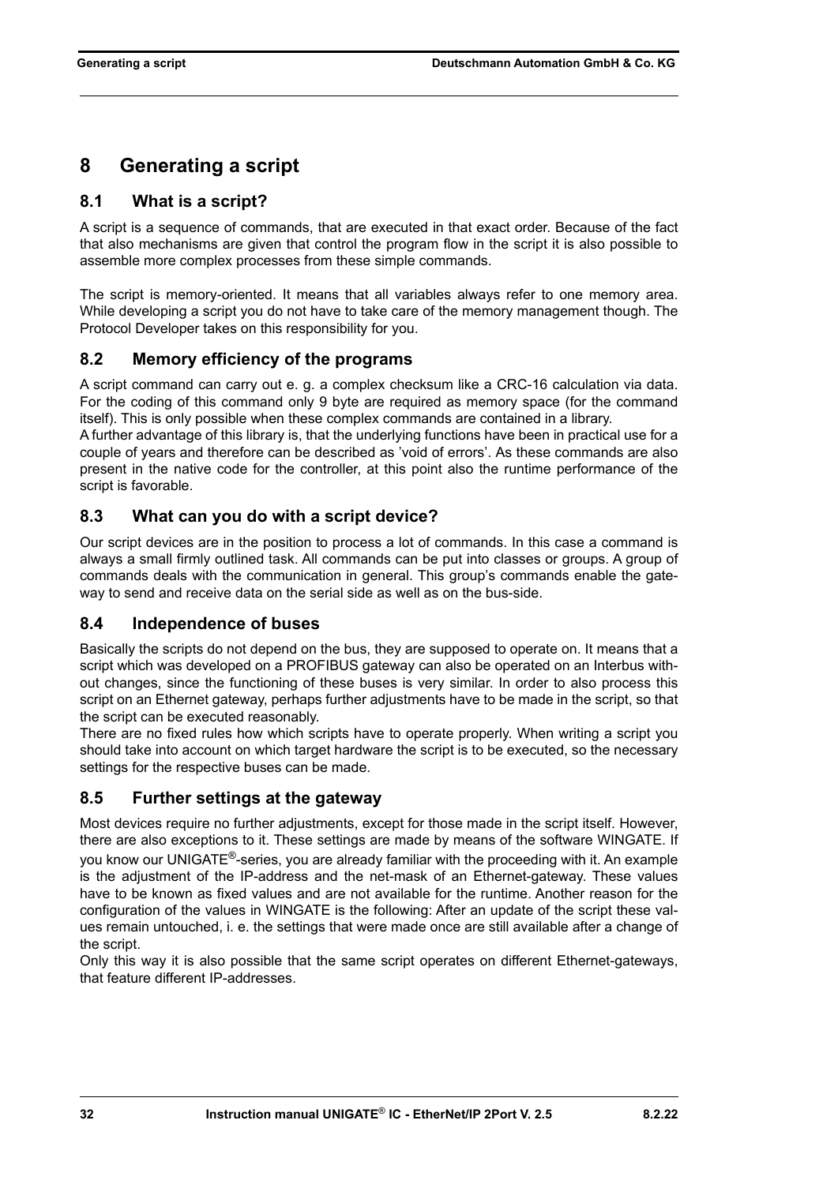# 8 Generating a script

## 8.1 What is a script?

A script is a sequence of commands, that are executed in that exact order. Because of the fact that also mechanisms are given that control the program flow in the script it is also possible to assemble more complex processes from these simple commands.

The script is memory-oriented. It means that all variables always refer to one memory area. While developing a script you do not have to take care of the memory management though. The Protocol Developer takes on this responsibility for you.

## 8.2 Memory efficiency of the programs

A script command can carry out e. g. a complex checksum like a CRC-16 calculation via data. For the coding of this command only 9 byte are required as memory space (for the command itself). This is only possible when these complex commands are contained in a library.
A further advantage of this library is, that the underlying functions have been in practical use for a couple of years and therefore can be described as 'void of errors'. As these commands are also present in the native code for the controller, at this point also the runtime performance of the script is favorable.

## 8.3 What can you do with a script device?

Our script devices are in the position to process a lot of commands. In this case a command is always a small firmly outlined task. All commands can be put into classes or groups. A group of commands deals with the communication in general. This group's commands enable the gateway to send and receive data on the serial side as well as on the bus-side.

## 8.4 Independence of buses

Basically the scripts do not depend on the bus, they are supposed to operate on. It means that a script which was developed on a PROFIBUS gateway can also be operated on an Interbus without changes, since the functioning of these buses is very similar. In order to also process this script on an Ethernet gateway, perhaps further adjustments have to be made in the script, so that the script can be executed reasonably.
There are no fixed rules how which scripts have to operate properly. When writing a script you should take into account on which target hardware the script is to be executed, so the necessary settings for the respective buses can be made.

## 8.5 Further settings at the gateway

Most devices require no further adjustments, except for those made in the script itself. However, there are also exceptions to it. These settings are made by means of the software WINGATE. If you know our UNIGATE®-series, you are already familiar with the proceeding with it. An example is the adjustment of the IP-address and the net-mask of an Ethernet-gateway. These values have to be known as fixed values and are not available for the runtime. Another reason for the configuration of the values in WINGATE is the following: After an update of the script these values remain untouched, i. e. the settings that were made once are still available after a change of the script.
Only this way it is also possible that the same script operates on different Ethernet-gateways, that feature different IP-addresses.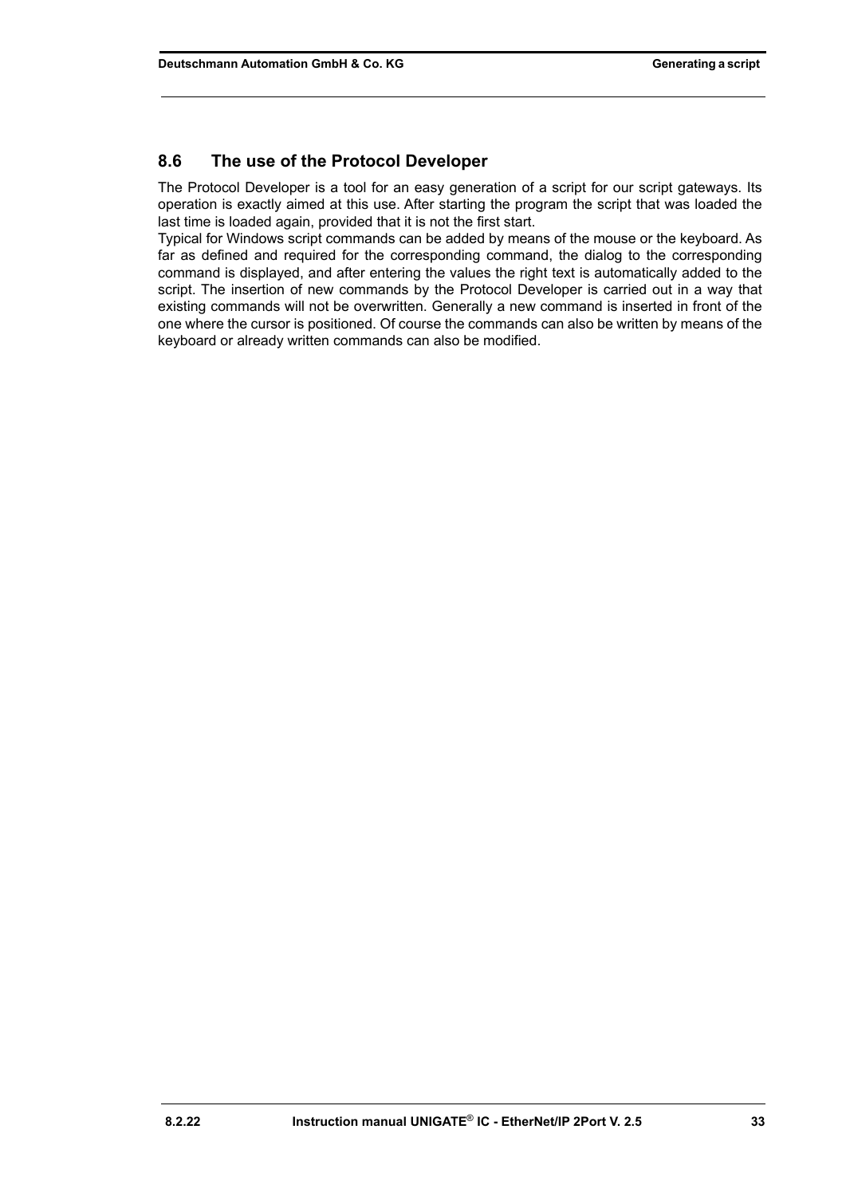## 8.6 The use of the Protocol Developer

The Protocol Developer is a tool for an easy generation of a script for our script gateways. Its operation is exactly aimed at this use. After starting the program the script that was loaded the last time is loaded again, provided that it is not the first start.
Typical for Windows script commands can be added by means of the mouse or the keyboard. As far as defined and required for the corresponding command, the dialog to the corresponding command is displayed, and after entering the values the right text is automatically added to the script. The insertion of new commands by the Protocol Developer is carried out in a way that existing commands will not be overwritten. Generally a new command is inserted in front of the one where the cursor is positioned. Of course the commands can also be written by means of the keyboard or already written commands can also be modified.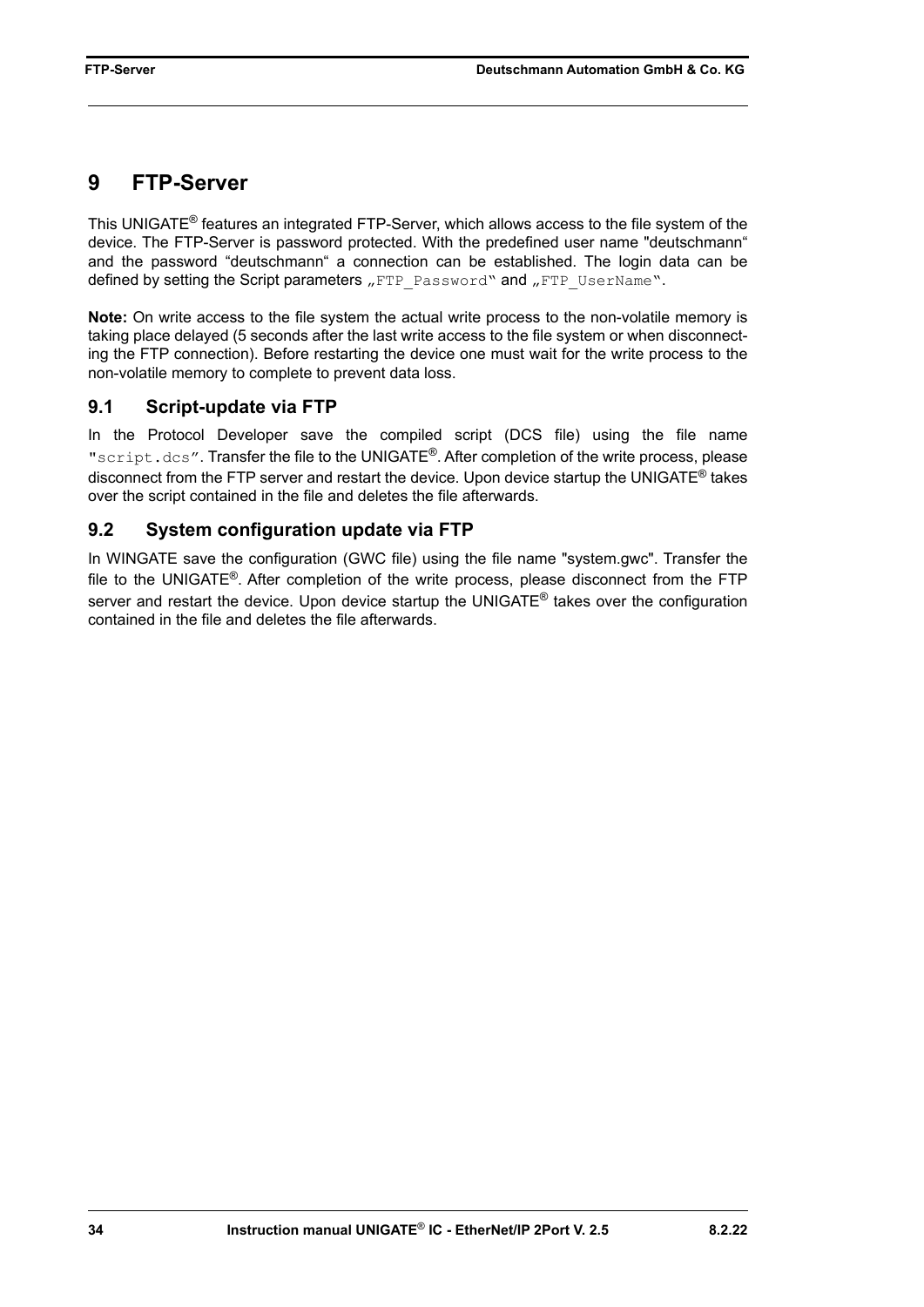# 9 FTP-Server

This UNIGATE® features an integrated FTP-Server, which allows access to the file system of the device. The FTP-Server is password protected. With the predefined user name "deutschmann" and the password "deutschmann" a connection can be established. The login data can be defined by setting the Script parameters „`FTP_Password`" and „`FTP_UserName`".

**Note:** On write access to the file system the actual write process to the non-volatile memory is taking place delayed (5 seconds after the last write access to the file system or when disconnecting the FTP connection). Before restarting the device one must wait for the write process to the non-volatile memory to complete to prevent data loss.

## 9.1 Script-update via FTP

In the Protocol Developer save the compiled script (DCS file) using the file name "`script.dcs`". Transfer the file to the UNIGATE®. After completion of the write process, please disconnect from the FTP server and restart the device. Upon device startup the UNIGATE® takes over the script contained in the file and deletes the file afterwards.

## 9.2 System configuration update via FTP

In WINGATE save the configuration (GWC file) using the file name "system.gwc". Transfer the file to the UNIGATE®. After completion of the write process, please disconnect from the FTP server and restart the device. Upon device startup the UNIGATE® takes over the configuration contained in the file and deletes the file afterwards.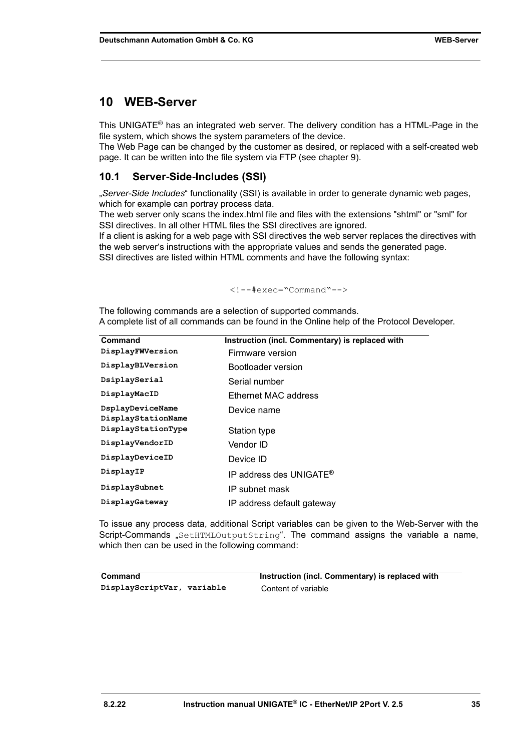# 10 WEB-Server

This UNIGATE® has an integrated web server. The delivery condition has a HTML-Page in the file system, which shows the system parameters of the device.
The Web Page can be changed by the customer as desired, or replaced with a self-created web page. It can be written into the file system via FTP (see chapter 9).

## 10.1 Server-Side-Includes (SSI)

„*Server-Side Includes*“ functionality (SSI) is available in order to generate dynamic web pages, which for example can portray process data.
The web server only scans the index.html file and files with the extensions "shtml" or "sml" for SSI directives. In all other HTML files the SSI directives are ignored.
If a client is asking for a web page with SSI directives the web server replaces the directives with the web server‘s instructions with the appropriate values and sends the generated page.
SSI directives are listed within HTML comments and have the following syntax:

```
<!--#exec=“Command“-->
```

The following commands are a selection of supported commands.
A complete list of all commands can be found in the Online help of the Protocol Developer.

| Command | Instruction (incl. Commentary) is replaced with |
|---|---|
| **DisplayFWVersion** | Firmware version |
| **DisplayBLVersion** | Bootloader version |
| **DsiplaySerial** | Serial number |
| **DisplayMacID** | Ethernet MAC address |
| **DsplayDeviceName**<br>**DisplayStationName** | Device name |
| **DisplayStationType** | Station type |
| **DisplayVendorID** | Vendor ID |
| **DisplayDeviceID** | Device ID |
| **DisplayIP** | IP address des UNIGATE® |
| **DisplaySubnet** | IP subnet mask |
| **DisplayGateway** | IP address default gateway |

To issue any process data, additional Script variables can be given to the Web-Server with the Script-Commands „SetHTMLOutputString“. The command assigns the variable a name, which then can be used in the following command:

| Command | Instruction (incl. Commentary) is replaced with |
|---|---|
| **DisplayScriptVar, variable** | Content of variable |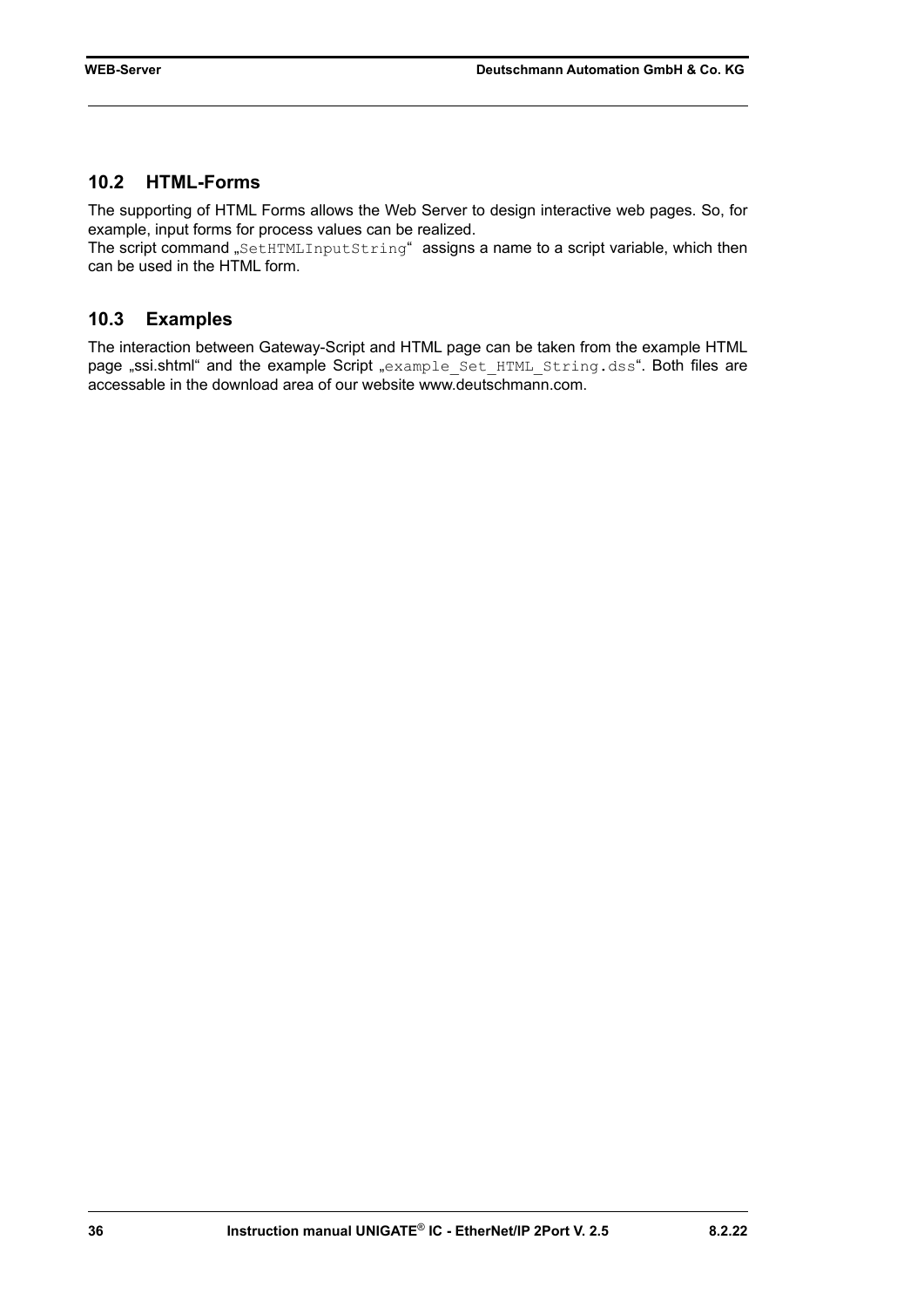## 10.2 HTML-Forms

The supporting of HTML Forms allows the Web Server to design interactive web pages. So, for example, input forms for process values can be realized.
The script command „`SetHTMLInputString`“ assigns a name to a script variable, which then can be used in the HTML form.

## 10.3 Examples

The interaction between Gateway-Script and HTML page can be taken from the example HTML page „ssi.shtml“ and the example Script „`example_Set_HTML_String.dss`“. Both files are accessable in the download area of our website www.deutschmann.com.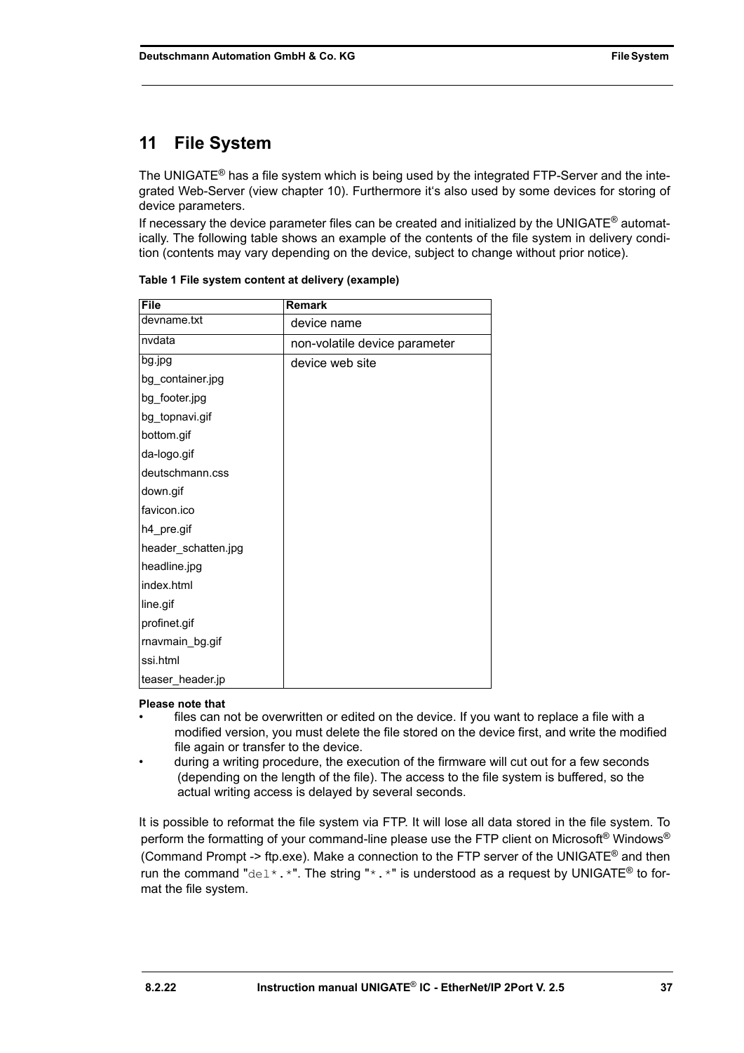# 11 File System

The UNIGATE® has a file system which is being used by the integrated FTP-Server and the integrated Web-Server (view chapter 10). Furthermore it's also used by some devices for storing of device parameters.

If necessary the device parameter files can be created and initialized by the UNIGATE® automatically. The following table shows an example of the contents of the file system in delivery condition (contents may vary depending on the device, subject to change without prior notice).

**Table 1 File system content at delivery (example)**

| File | Remark |
|---|---|
| devname.txt | device name |
| nvdata | non-volatile device parameter |
| bg.jpg<br>bg_container.jpg<br>bg_footer.jpg<br>bg_topnavi.gif<br>bottom.gif<br>da-logo.gif<br>deutschmann.css<br>down.gif<br>favicon.ico<br>h4_pre.gif<br>header_schatten.jpg<br>headline.jpg<br>index.html<br>line.gif<br>profinet.gif<br>rnavmain_bg.gif<br>ssi.html<br>teaser_header.jp | device web site |

**Please note that**

- files can not be overwritten or edited on the device. If you want to replace a file with a modified version, you must delete the file stored on the device first, and write the modified file again or transfer to the device.
- during a writing procedure, the execution of the firmware will cut out for a few seconds (depending on the length of the file). The access to the file system is buffered, so the actual writing access is delayed by several seconds.

It is possible to reformat the file system via FTP. It will lose all data stored in the file system. To perform the formatting of your command-line please use the FTP client on Microsoft® Windows® (Command Prompt -> ftp.exe). Make a connection to the FTP server of the UNIGATE® and then run the command "`del*.*`". The string "`*.*`" is understood as a request by UNIGATE® to format the file system.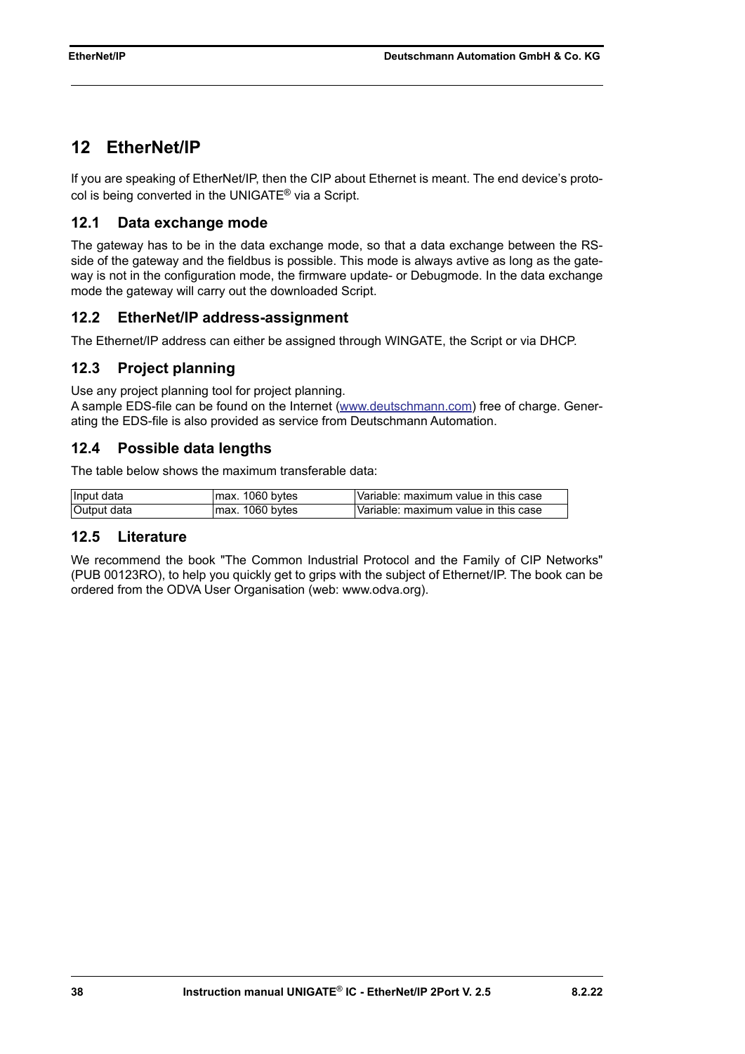# 12 EtherNet/IP

If you are speaking of EtherNet/IP, then the CIP about Ethernet is meant. The end device's protocol is being converted in the UNIGATE® via a Script.

## 12.1 Data exchange mode

The gateway has to be in the data exchange mode, so that a data exchange between the RS-side of the gateway and the fieldbus is possible. This mode is always avtive as long as the gateway is not in the configuration mode, the firmware update- or Debugmode. In the data exchange mode the gateway will carry out the downloaded Script.

## 12.2 EtherNet/IP address-assignment

The Ethernet/IP address can either be assigned through WINGATE, the Script or via DHCP.

## 12.3 Project planning

Use any project planning tool for project planning.
A sample EDS-file can be found on the Internet (www.deutschmann.com) free of charge. Generating the EDS-file is also provided as service from Deutschmann Automation.

## 12.4 Possible data lengths

The table below shows the maximum transferable data:

| | | |
|---|---|---|
| Input data | max. 1060 bytes | Variable: maximum value in this case |
| Output data | max. 1060 bytes | Variable: maximum value in this case |

## 12.5 Literature

We recommend the book "The Common Industrial Protocol and the Family of CIP Networks" (PUB 00123RO), to help you quickly get to grips with the subject of Ethernet/IP. The book can be ordered from the ODVA User Organisation (web: www.odva.org).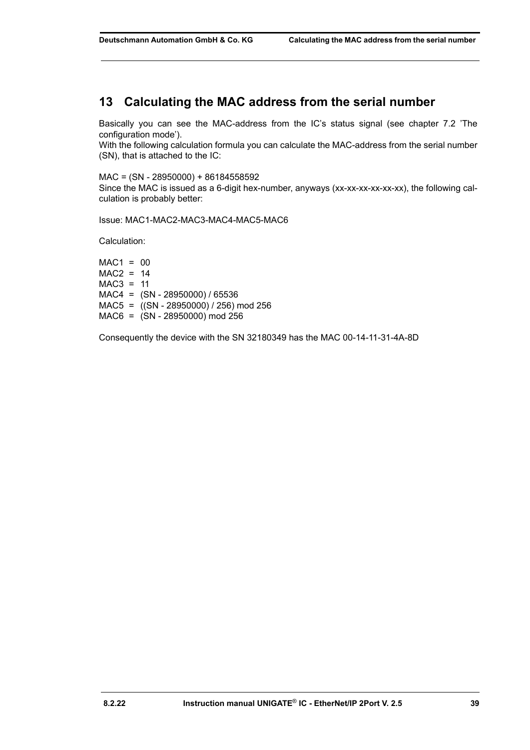# 13 Calculating the MAC address from the serial number

Basically you can see the MAC-address from the IC's status signal (see chapter 7.2 'The configuration mode').
With the following calculation formula you can calculate the MAC-address from the serial number (SN), that is attached to the IC:

MAC = (SN - 28950000) + 86184558592
Since the MAC is issued as a 6-digit hex-number, anyways (xx-xx-xx-xx-xx-xx), the following calculation is probably better:

Issue: MAC1-MAC2-MAC3-MAC4-MAC5-MAC6

Calculation:

MAC1 = 00
MAC2 = 14
MAC3 = 11
MAC4 = (SN - 28950000) / 65536
MAC5 = ((SN - 28950000) / 256) mod 256
MAC6 = (SN - 28950000) mod 256

Consequently the device with the SN 32180349 has the MAC 00-14-11-31-4A-8D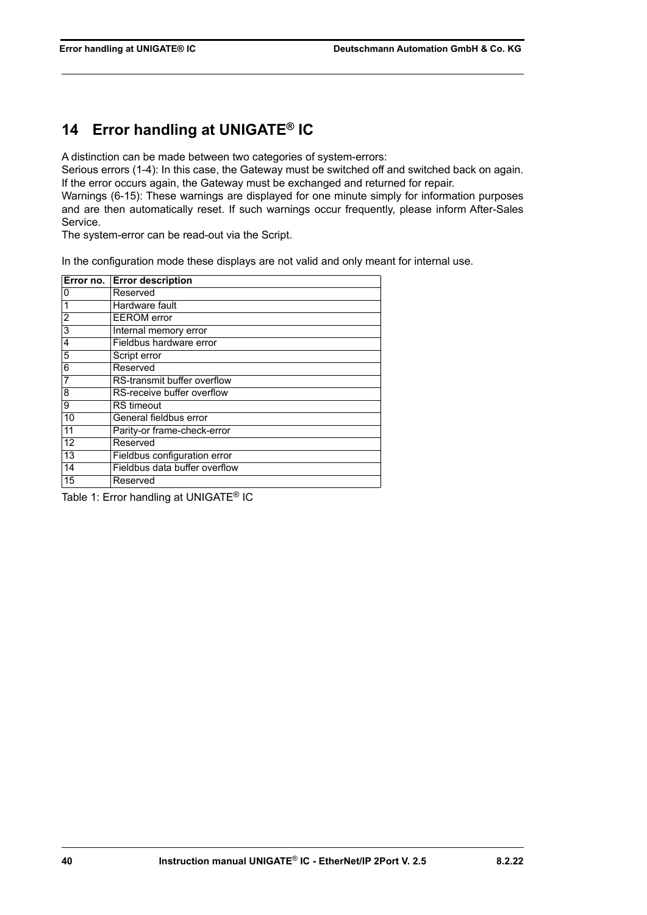# 14 Error handling at UNIGATE® IC

A distinction can be made between two categories of system-errors:
Serious errors (1-4): In this case, the Gateway must be switched off and switched back on again. If the error occurs again, the Gateway must be exchanged and returned for repair.
Warnings (6-15): These warnings are displayed for one minute simply for information purposes and are then automatically reset. If such warnings occur frequently, please inform After-Sales Service.
The system-error can be read-out via the Script.

In the configuration mode these displays are not valid and only meant for internal use.

| Error no. | Error description |
|---|---|
| 0 | Reserved |
| 1 | Hardware fault |
| 2 | EEROM error |
| 3 | Internal memory error |
| 4 | Fieldbus hardware error |
| 5 | Script error |
| 6 | Reserved |
| 7 | RS-transmit buffer overflow |
| 8 | RS-receive buffer overflow |
| 9 | RS timeout |
| 10 | General fieldbus error |
| 11 | Parity-or frame-check-error |
| 12 | Reserved |
| 13 | Fieldbus configuration error |
| 14 | Fieldbus data buffer overflow |
| 15 | Reserved |

Table 1: Error handling at UNIGATE® IC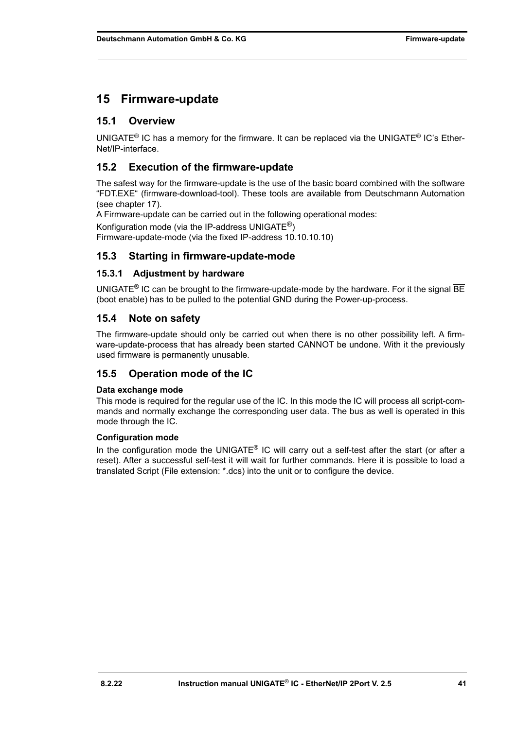# 15 Firmware-update

## 15.1 Overview

UNIGATE® IC has a memory for the firmware. It can be replaced via the UNIGATE® IC's EtherNet/IP-interface.

## 15.2 Execution of the firmware-update

The safest way for the firmware-update is the use of the basic board combined with the software "FDT.EXE" (firmware-download-tool). These tools are available from Deutschmann Automation (see chapter 17).
A Firmware-update can be carried out in the following operational modes:

Konfiguration mode (via the IP-address UNIGATE®)
Firmware-update-mode (via the fixed IP-address 10.10.10.10)

## 15.3 Starting in firmware-update-mode

### 15.3.1 Adjustment by hardware

UNIGATE® IC can be brought to the firmware-update-mode by the hardware. For it the signal $\overline{BE}$ (boot enable) has to be pulled to the potential GND during the Power-up-process.

## 15.4 Note on safety

The firmware-update should only be carried out when there is no other possibility left. A firmware-update-process that has already been started CANNOT be undone. With it the previously used firmware is permanently unusable.

## 15.5 Operation mode of the IC

**Data exchange mode**

This mode is required for the regular use of the IC. In this mode the IC will process all script-commands and normally exchange the corresponding user data. The bus as well is operated in this mode through the IC.

**Configuration mode**

In the configuration mode the UNIGATE® IC will carry out a self-test after the start (or after a reset). After a successful self-test it will wait for further commands. Here it is possible to load a translated Script (File extension: *.dcs) into the unit or to configure the device.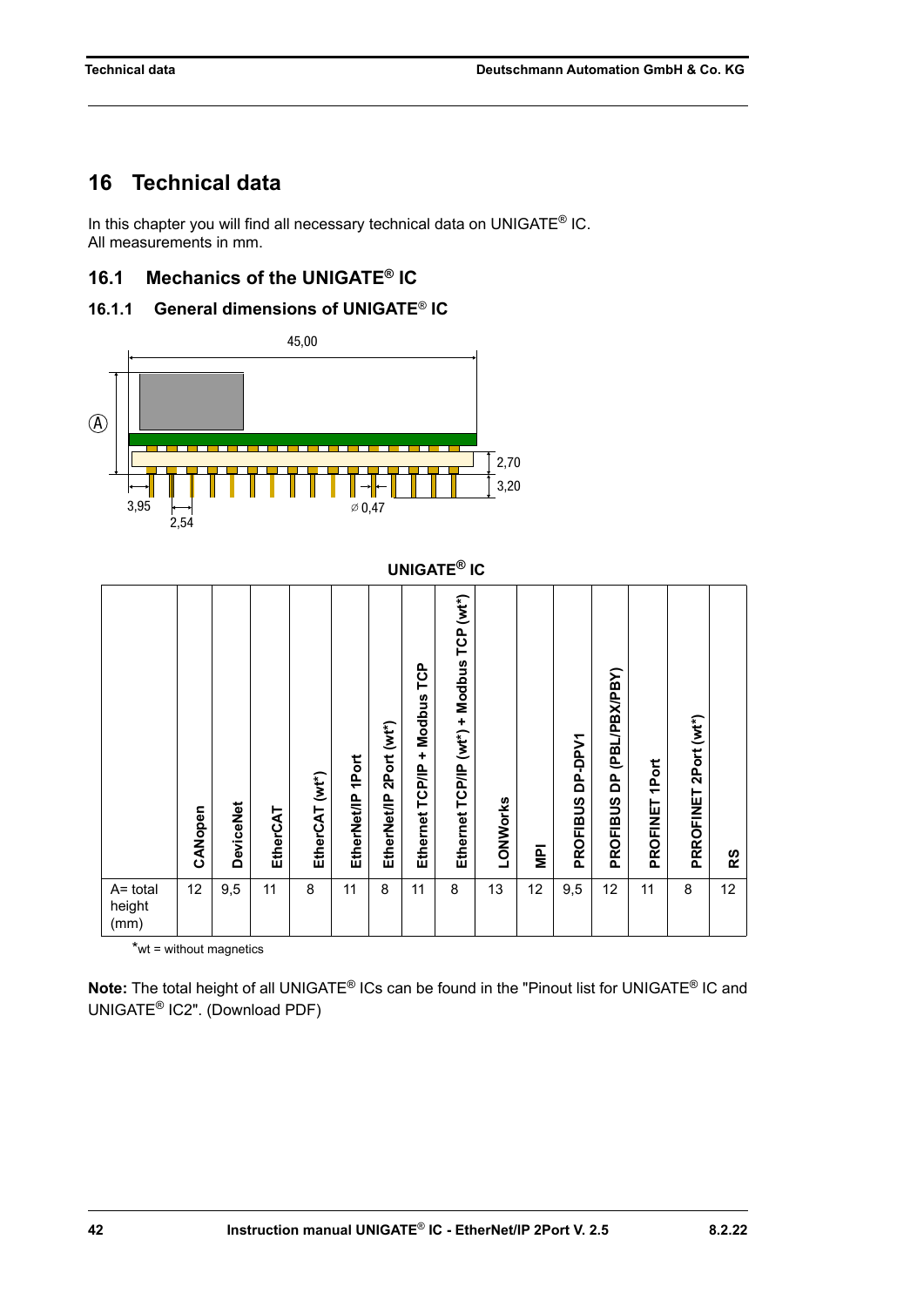# 16 Technical data

In this chapter you will find all necessary technical data on UNIGATE® IC.
All measurements in mm.

## 16.1 Mechanics of the UNIGATE® IC

### 16.1.1 General dimensions of UNIGATE® IC

45,00

Ⓐ

2,70

3,20

3,95

2,54

⌀ 0,47

**UNIGATE® IC**

| | CANopen | DeviceNet | EtherCAT | EtherCAT (wt*) | EtherNet/IP 1Port | EtherNet/IP 2Port (wt*) | Ethernet TCP/IP + Modbus TCP | Ethernet TCP/IP (wt*) + Modbus TCP (wt*) | LONWorks | MPI | PROFIBUS DP-DPV1 | PROFIBUS DP (PBL/PBX/PBY) | PROFINET 1Port | PRROFINET 2Port (wt*) | RS |
|---|---|---|---|---|---|---|---|---|---|---|---|---|---|---|---|
| A= total height (mm) | 12 | 9,5 | 11 | 8 | 11 | 8 | 11 | 8 | 13 | 12 | 9,5 | 12 | 11 | 8 | 12 |

*wt = without magnetics

**Note:** The total height of all UNIGATE® ICs can be found in the "Pinout list for UNIGATE® IC and UNIGATE® IC2". (Download PDF)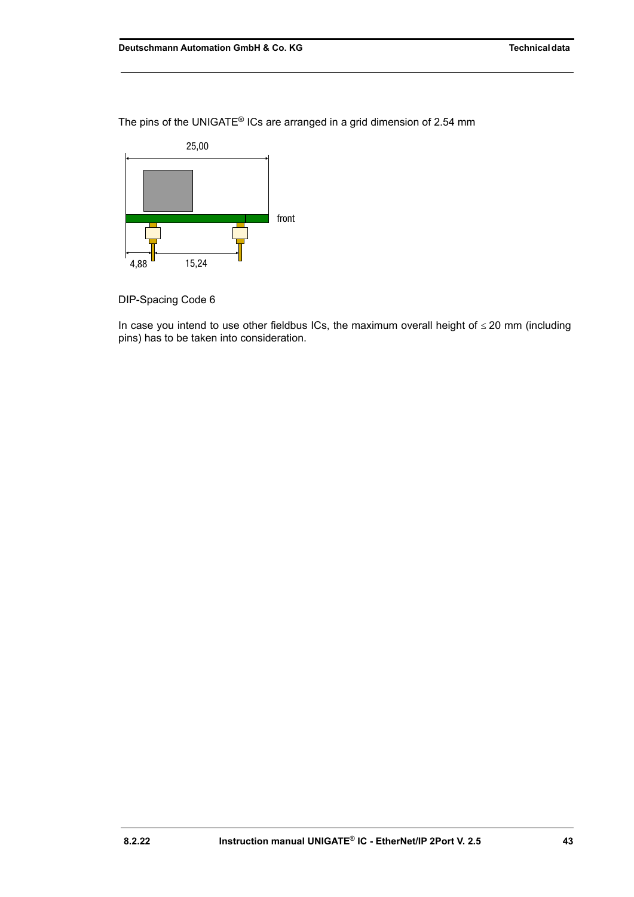The pins of the UNIGATE® ICs are arranged in a grid dimension of 2.54 mm

25,00

front

4,88

15,24

DIP-Spacing Code 6

In case you intend to use other fieldbus ICs, the maximum overall height of ≤ 20 mm (including pins) has to be taken into consideration.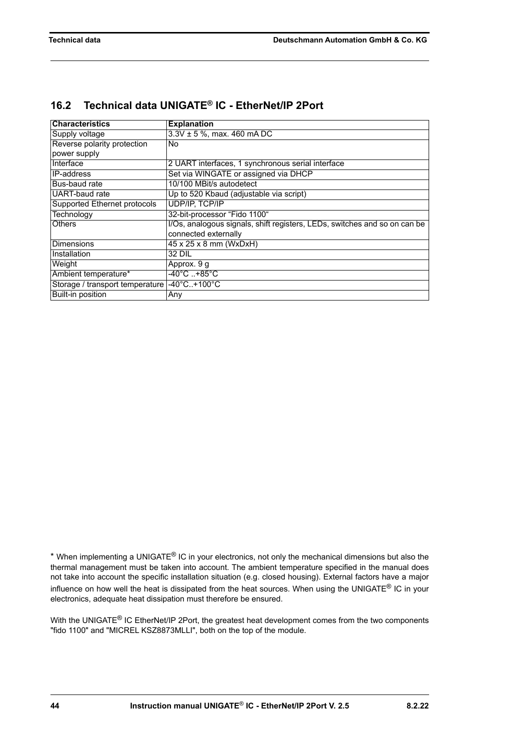## 16.2 Technical data UNIGATE® IC - EtherNet/IP 2Port

| Characteristics | Explanation |
|---|---|
| Supply voltage | 3.3V ± 5 %, max. 460 mA DC |
| Reverse polarity protection power supply | No |
| Interface | 2 UART interfaces, 1 synchronous serial interface |
| IP-address | Set via WINGATE or assigned via DHCP |
| Bus-baud rate | 10/100 MBit/s autodetect |
| UART-baud rate | Up to 520 Kbaud (adjustable via script) |
| Supported Ethernet protocols | UDP/IP, TCP/IP |
| Technology | 32-bit-processor “Fido 1100“ |
| Others | I/Os, analogous signals, shift registers, LEDs, switches and so on can be connected externally |
| Dimensions | 45 x 25 x 8 mm (WxDxH) |
| Installation | 32 DIL |
| Weight | Approx. 9 g |
| Ambient temperature* | -40°C ..+85°C |
| Storage / transport temperature | -40°C..+100°C |
| Built-in position | Any |

* When implementing a UNIGATE® IC in your electronics, not only the mechanical dimensions but also the thermal management must be taken into account. The ambient temperature specified in the manual does not take into account the specific installation situation (e.g. closed housing). External factors have a major influence on how well the heat is dissipated from the heat sources. When using the UNIGATE® IC in your electronics, adequate heat dissipation must therefore be ensured.

With the UNIGATE® IC EtherNet/IP 2Port, the greatest heat development comes from the two components "fido 1100" and "MICREL KSZ8873MLLI", both on the top of the module.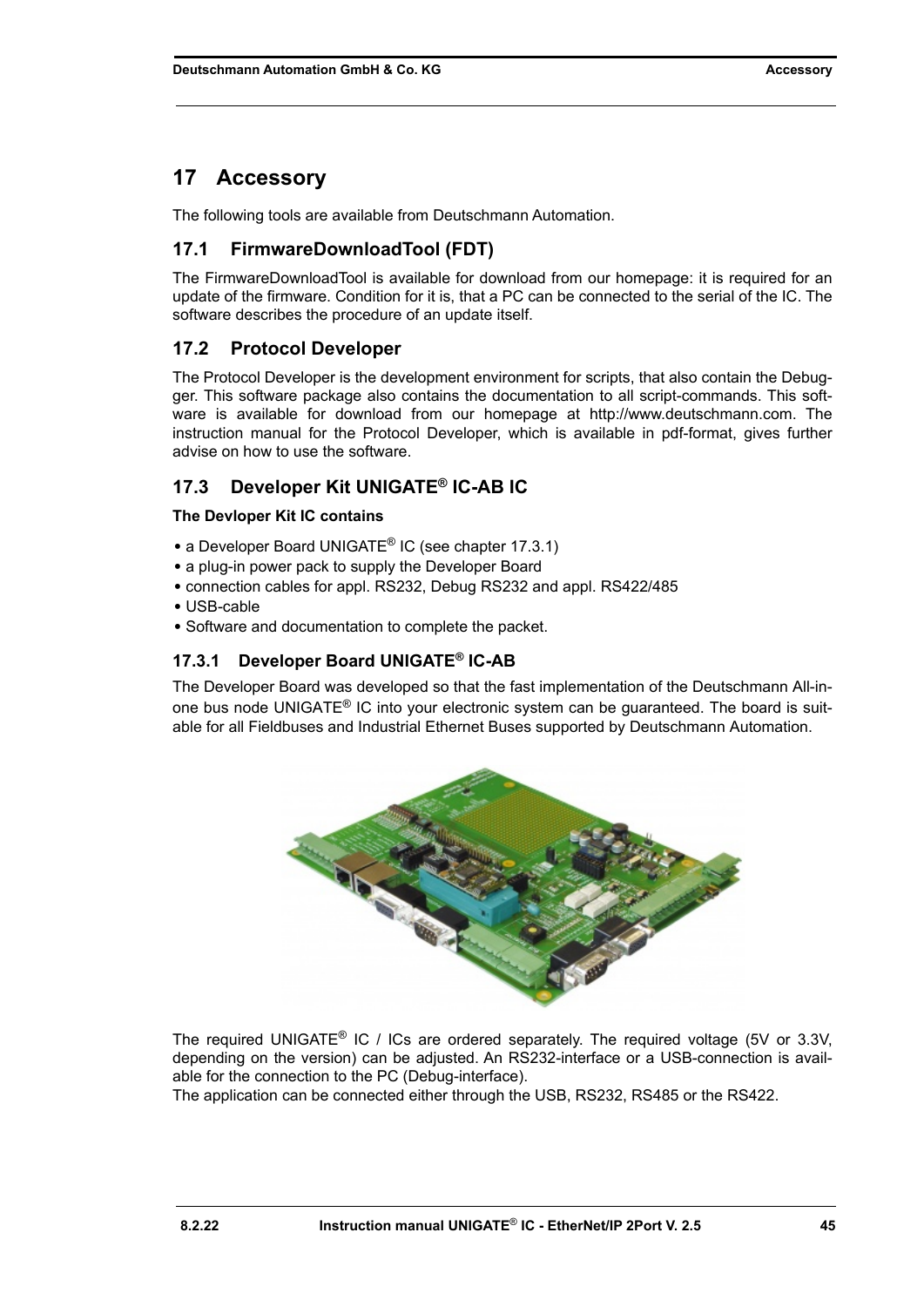# 17 Accessory

The following tools are available from Deutschmann Automation.

## 17.1 FirmwareDownloadTool (FDT)

The FirmwareDownloadTool is available for download from our homepage: it is required for an update of the firmware. Condition for it is, that a PC can be connected to the serial of the IC. The software describes the procedure of an update itself.

## 17.2 Protocol Developer

The Protocol Developer is the development environment for scripts, that also contain the Debugger. This software package also contains the documentation to all script-commands. This software is available for download from our homepage at http://www.deutschmann.com. The instruction manual for the Protocol Developer, which is available in pdf-format, gives further advise on how to use the software.

## 17.3 Developer Kit UNIGATE® IC-AB IC

**The Devloper Kit IC contains**

- a Developer Board UNIGATE® IC (see chapter 17.3.1)
- a plug-in power pack to supply the Developer Board
- connection cables for appl. RS232, Debug RS232 and appl. RS422/485
- USB-cable
- Software and documentation to complete the packet.

### 17.3.1 Developer Board UNIGATE® IC-AB

The Developer Board was developed so that the fast implementation of the Deutschmann All-in-one bus node UNIGATE® IC into your electronic system can be guaranteed. The board is suitable for all Fieldbuses and Industrial Ethernet Buses supported by Deutschmann Automation.

The required UNIGATE® IC / ICs are ordered separately. The required voltage (5V or 3.3V, depending on the version) can be adjusted. An RS232-interface or a USB-connection is available for the connection to the PC (Debug-interface).
The application can be connected either through the USB, RS232, RS485 or the RS422.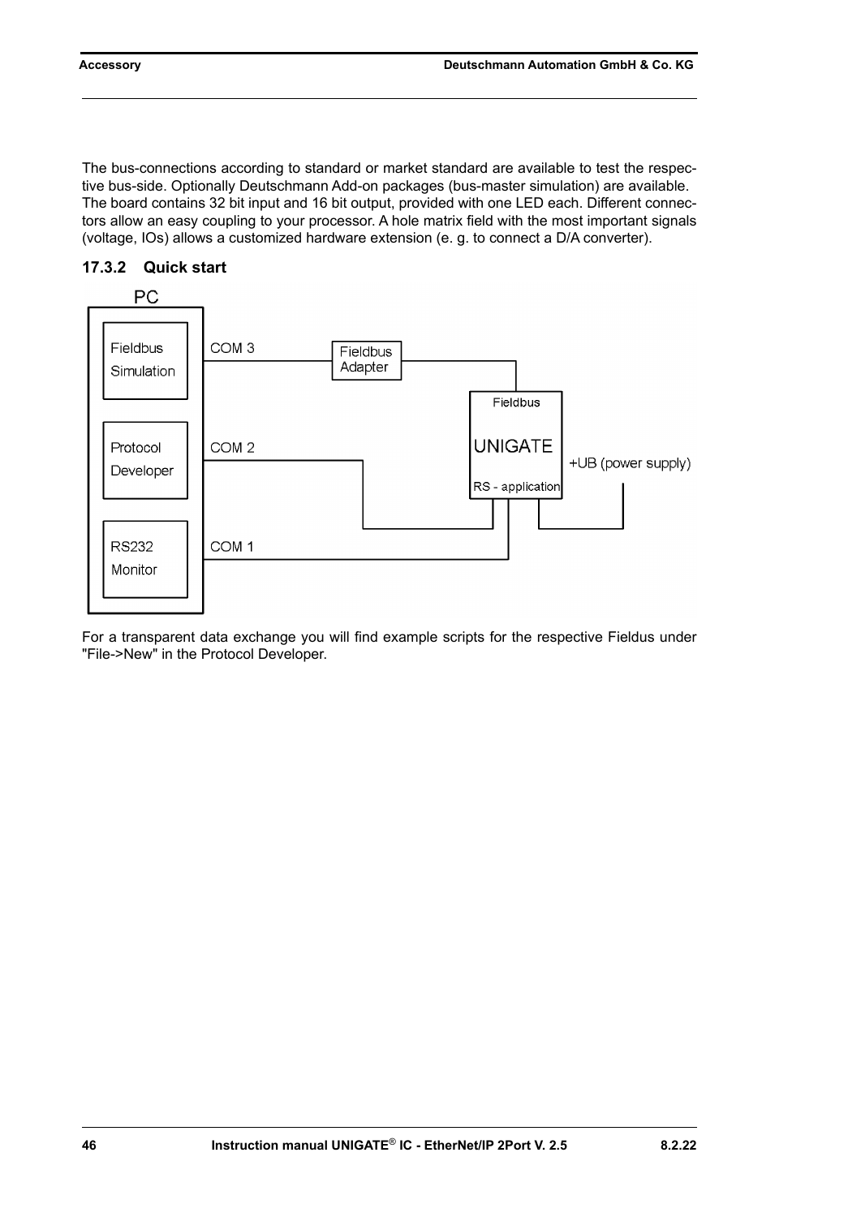The bus-connections according to standard or market standard are available to test the respective bus-side. Optionally Deutschmann Add-on packages (bus-master simulation) are available. The board contains 32 bit input and 16 bit output, provided with one LED each. Different connectors allow an easy coupling to your processor. A hole matrix field with the most important signals (voltage, IOs) allows a customized hardware extension (e. g. to connect a D/A converter).

### 17.3.2 Quick start

PC

Fieldbus Simulation — COM 3 — Fieldbus Adapter — Fieldbus

Protocol Developer — COM 2 — UNIGATE

RS232 Monitor — COM 1 — RS - application

+UB (power supply)

For a transparent data exchange you will find example scripts for the respective Fieldus under "File->New" in the Protocol Developer.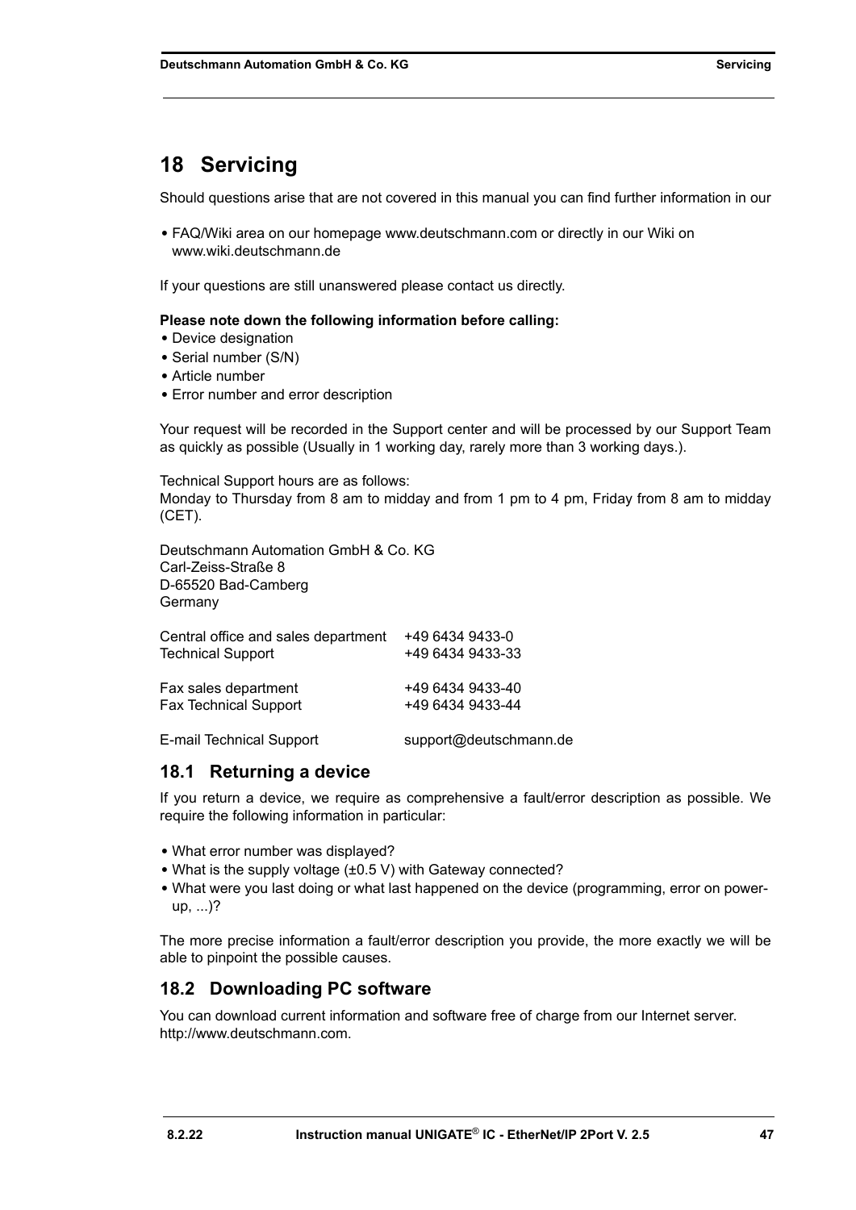# 18 Servicing

Should questions arise that are not covered in this manual you can find further information in our

- FAQ/Wiki area on our homepage www.deutschmann.com or directly in our Wiki on www.wiki.deutschmann.de

If your questions are still unanswered please contact us directly.

**Please note down the following information before calling:**

- Device designation
- Serial number (S/N)
- Article number
- Error number and error description

Your request will be recorded in the Support center and will be processed by our Support Team as quickly as possible (Usually in 1 working day, rarely more than 3 working days.).

Technical Support hours are as follows:
Monday to Thursday from 8 am to midday and from 1 pm to 4 pm, Friday from 8 am to midday (CET).

Deutschmann Automation GmbH & Co. KG
Carl-Zeiss-Straße 8
D-65520 Bad-Camberg
Germany

| | |
|---|---|
| Central office and sales department | +49 6434 9433-0 |
| Technical Support | +49 6434 9433-33 |
| Fax sales department | +49 6434 9433-40 |
| Fax Technical Support | +49 6434 9433-44 |
| E-mail Technical Support | support@deutschmann.de |

## 18.1 Returning a device

If you return a device, we require as comprehensive a fault/error description as possible. We require the following information in particular:

- What error number was displayed?
- What is the supply voltage (±0.5 V) with Gateway connected?
- What were you last doing or what last happened on the device (programming, error on power-up, ...)?

The more precise information a fault/error description you provide, the more exactly we will be able to pinpoint the possible causes.

## 18.2 Downloading PC software

You can download current information and software free of charge from our Internet server.
http://www.deutschmann.com.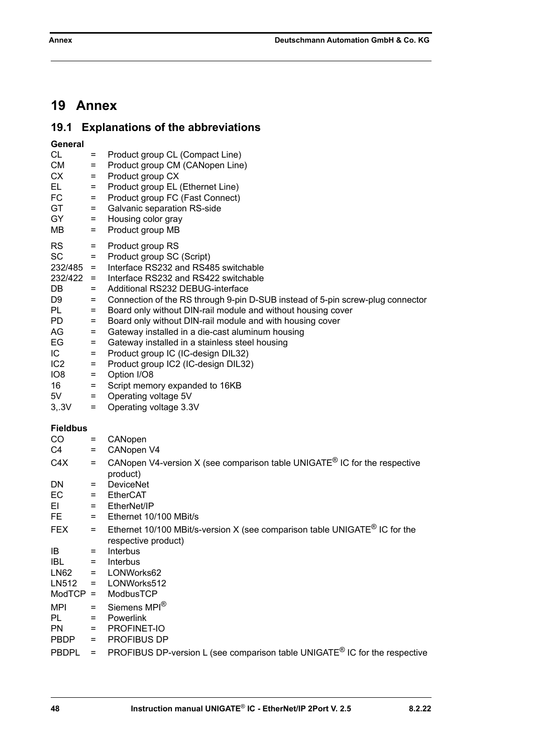# 19 Annex

## 19.1 Explanations of the abbreviations

**General**

| | | |
|---|---|---|
| CL | = | Product group CL (Compact Line) |
| CM | = | Product group CM (CANopen Line) |
| CX | = | Product group CX |
| EL | = | Product group EL (Ethernet Line) |
| FC | = | Product group FC (Fast Connect) |
| GT | = | Galvanic separation RS-side |
| GY | = | Housing color gray |
| MB | = | Product group MB |
| RS | = | Product group RS |
| SC | = | Product group SC (Script) |
| 232/485 | = | Interface RS232 and RS485 switchable |
| 232/422 | = | Interface RS232 and RS422 switchable |
| DB | = | Additional RS232 DEBUG-interface |
| D9 | = | Connection of the RS through 9-pin D-SUB instead of 5-pin screw-plug connector |
| PL | = | Board only without DIN-rail module and without housing cover |
| PD | = | Board only without DIN-rail module and with housing cover |
| AG | = | Gateway installed in a die-cast aluminum housing |
| EG | = | Gateway installed in a stainless steel housing |
| IC | = | Product group IC (IC-design DIL32) |
| IC2 | = | Product group IC2 (IC-design DIL32) |
| IO8 | = | Option I/O8 |
| 16 | = | Script memory expanded to 16KB |
| 5V | = | Operating voltage 5V |
| 3,.3V | = | Operating voltage 3.3V |

**Fieldbus**

| | | |
|---|---|---|
| CO | = | CANopen |
| C4 | = | CANopen V4 |
| C4X | = | CANopen V4-version X (see comparison table UNIGATE® IC for the respective product) |
| DN | = | DeviceNet |
| EC | = | EtherCAT |
| EI | = | EtherNet/IP |
| FE | = | Ethernet 10/100 MBit/s |
| FEX | = | Ethernet 10/100 MBit/s-version X (see comparison table UNIGATE® IC for the respective product) |
| IB | = | Interbus |
| IBL | = | Interbus |
| LN62 | = | LONWorks62 |
| LN512 | = | LONWorks512 |
| ModTCP | = | ModbusTCP |
| MPI | = | Siemens MPI® |
| PL | = | Powerlink |
| PN | = | PROFINET-IO |
| PBDP | = | PROFIBUS DP |
| PBDPL | = | PROFIBUS DP-version L (see comparison table UNIGATE® IC for the respective |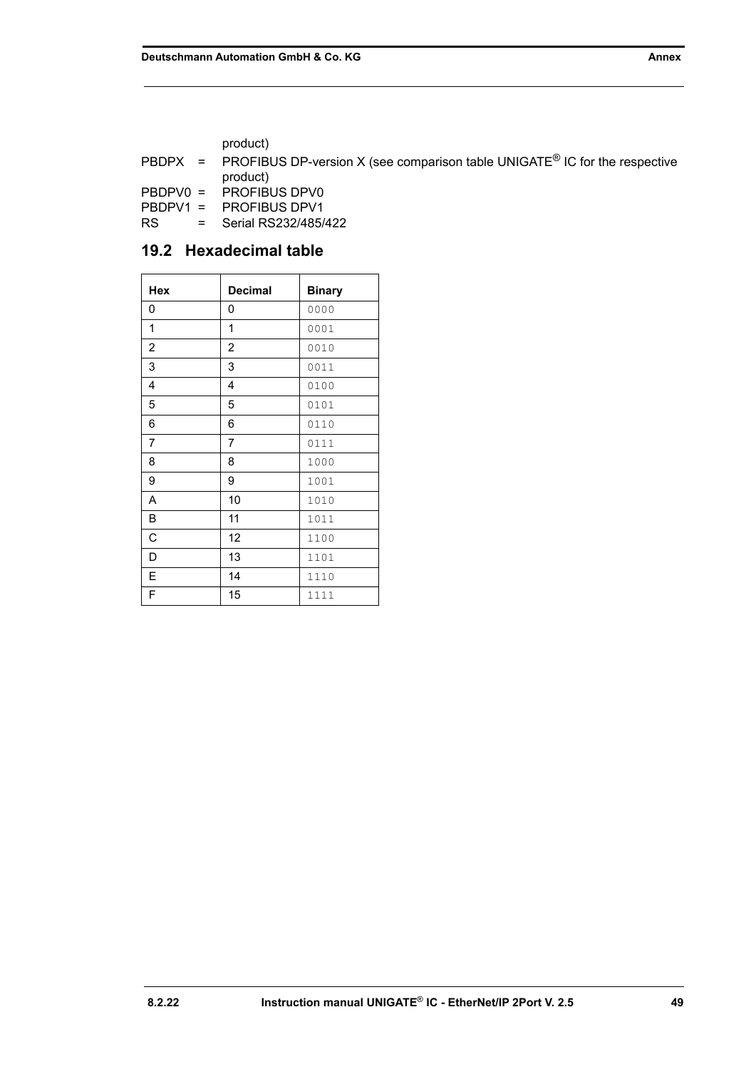product)

PBDPX = PROFIBUS DP-version X (see comparison table UNIGATE® IC for the respective product)

PBDPV0 = PROFIBUS DPV0

PBDPV1 = PROFIBUS DPV1

RS = Serial RS232/485/422

## 19.2 Hexadecimal table

| Hex | Decimal | Binary |
|---|---|---|
| 0 | 0 | 0000 |
| 1 | 1 | 0001 |
| 2 | 2 | 0010 |
| 3 | 3 | 0011 |
| 4 | 4 | 0100 |
| 5 | 5 | 0101 |
| 6 | 6 | 0110 |
| 7 | 7 | 0111 |
| 8 | 8 | 1000 |
| 9 | 9 | 1001 |
| A | 10 | 1010 |
| B | 11 | 1011 |
| C | 12 | 1100 |
| D | 13 | 1101 |
| E | 14 | 1110 |
| F | 15 | 1111 |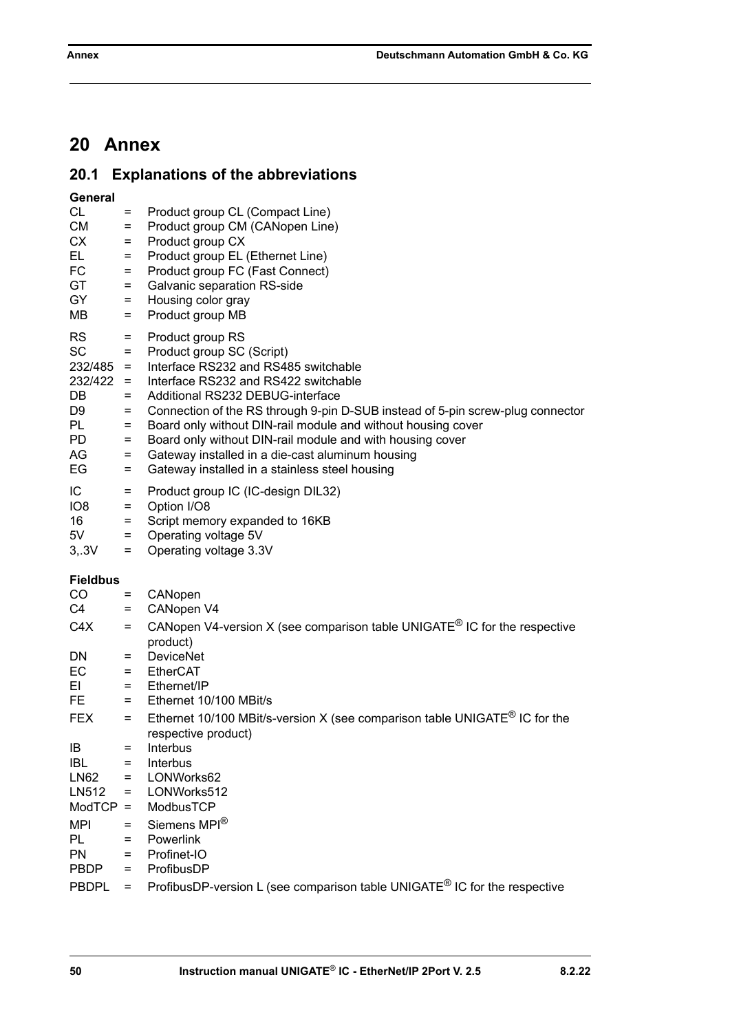# 20 Annex

## 20.1 Explanations of the abbreviations

**General**

| | | |
|---|---|---|
| CL | = | Product group CL (Compact Line) |
| CM | = | Product group CM (CANopen Line) |
| CX | = | Product group CX |
| EL | = | Product group EL (Ethernet Line) |
| FC | = | Product group FC (Fast Connect) |
| GT | = | Galvanic separation RS-side |
| GY | = | Housing color gray |
| MB | = | Product group MB |
| RS | = | Product group RS |
| SC | = | Product group SC (Script) |
| 232/485 | = | Interface RS232 and RS485 switchable |
| 232/422 | = | Interface RS232 and RS422 switchable |
| DB | = | Additional RS232 DEBUG-interface |
| D9 | = | Connection of the RS through 9-pin D-SUB instead of 5-pin screw-plug connector |
| PL | = | Board only without DIN-rail module and without housing cover |
| PD | = | Board only without DIN-rail module and with housing cover |
| AG | = | Gateway installed in a die-cast aluminum housing |
| EG | = | Gateway installed in a stainless steel housing |
| IC | = | Product group IC (IC-design DIL32) |
| IO8 | = | Option I/O8 |
| 16 | = | Script memory expanded to 16KB |
| 5V | = | Operating voltage 5V |
| 3,.3V | = | Operating voltage 3.3V |

**Fieldbus**

| | | |
|---|---|---|
| CO | = | CANopen |
| C4 | = | CANopen V4 |
| C4X | = | CANopen V4-version X (see comparison table UNIGATE® IC for the respective product) |
| DN | = | DeviceNet |
| EC | = | EtherCAT |
| EI | = | Ethernet/IP |
| FE | = | Ethernet 10/100 MBit/s |
| FEX | = | Ethernet 10/100 MBit/s-version X (see comparison table UNIGATE® IC for the respective product) |
| IB | = | Interbus |
| IBL | = | Interbus |
| LN62 | = | LONWorks62 |
| LN512 | = | LONWorks512 |
| ModTCP | = | ModbusTCP |
| MPI | = | Siemens MPI® |
| PL | = | Powerlink |
| PN | = | Profinet-IO |
| PBDP | = | ProfibusDP |
| PBDPL | = | ProfibusDP-version L (see comparison table UNIGATE® IC for the respective |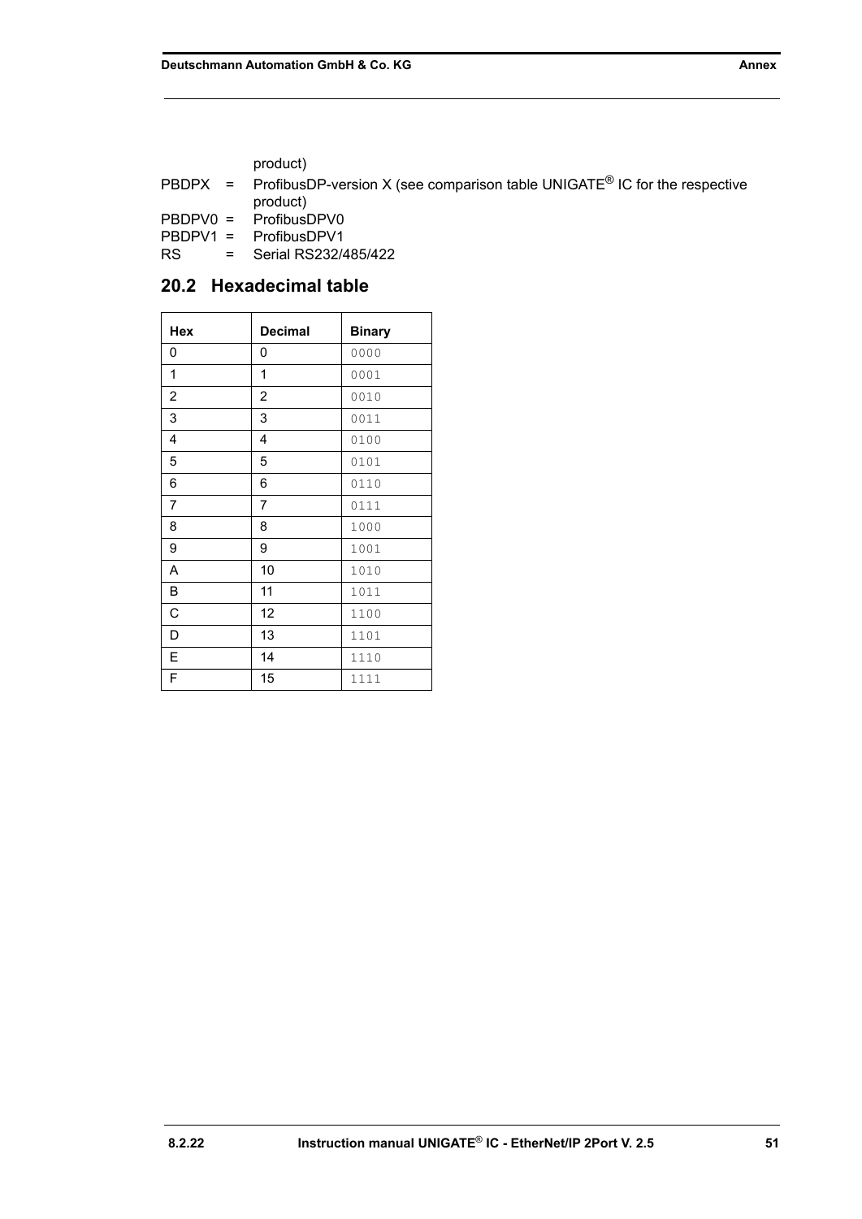product)

PBDPX = ProfibusDP-version X (see comparison table UNIGATE® IC for the respective product)

PBDPV0 = ProfibusDPV0

PBDPV1 = ProfibusDPV1

RS = Serial RS232/485/422

## 20.2 Hexadecimal table

| Hex | Decimal | Binary |
|---|---|---|
| 0 | 0 | 0000 |
| 1 | 1 | 0001 |
| 2 | 2 | 0010 |
| 3 | 3 | 0011 |
| 4 | 4 | 0100 |
| 5 | 5 | 0101 |
| 6 | 6 | 0110 |
| 7 | 7 | 0111 |
| 8 | 8 | 1000 |
| 9 | 9 | 1001 |
| A | 10 | 1010 |
| B | 11 | 1011 |
| C | 12 | 1100 |
| D | 13 | 1101 |
| E | 14 | 1110 |
| F | 15 | 1111 |